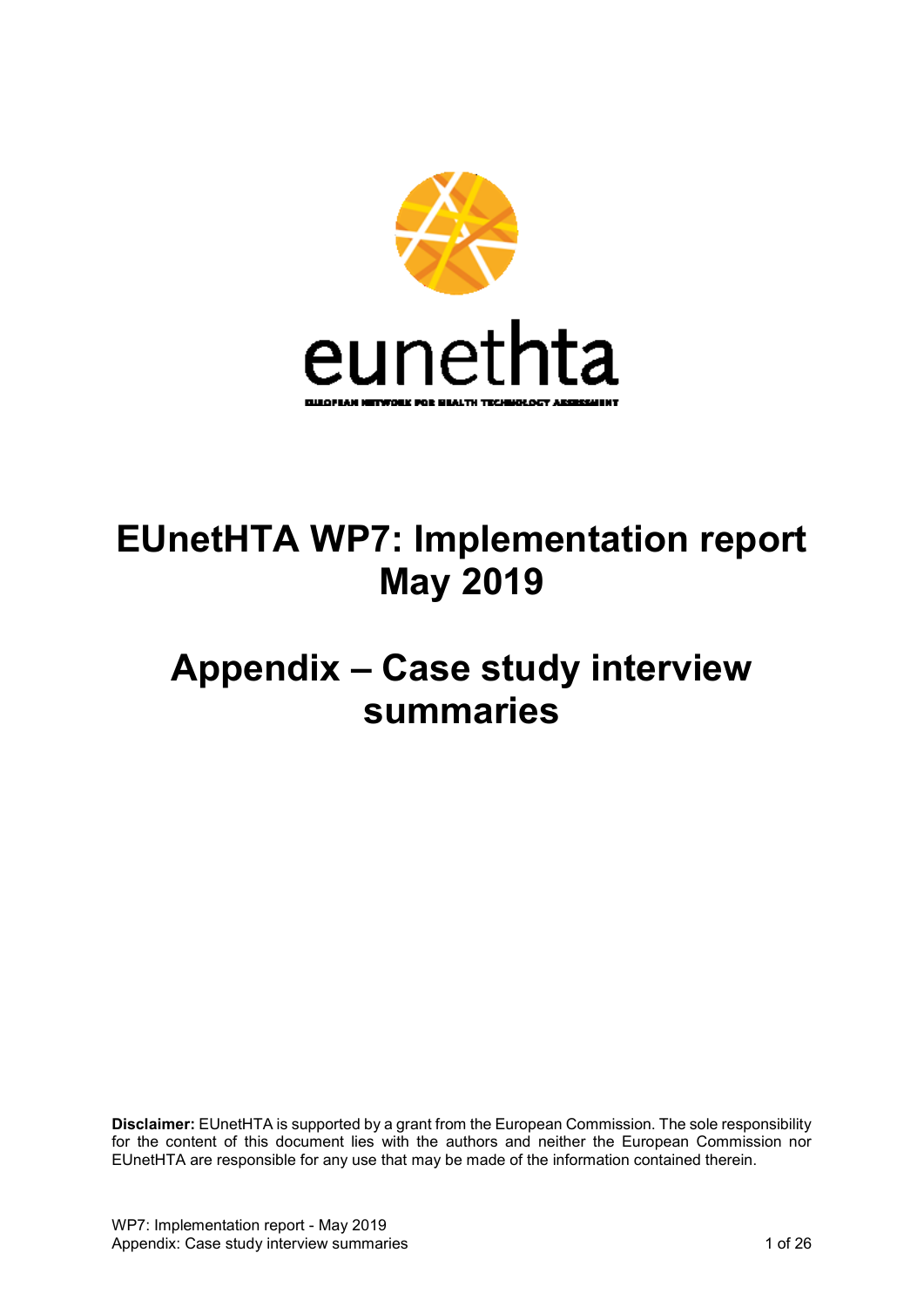eunethta

EUROPEAN NETWORK FOR HEALTH TECHNOLOGY ASSESSMENT

# EUnetHTA WP7: Implementation report May 2019

# Appendix – Case study interview summaries

**Disclaimer:** EUnetHTA is supported by a grant from the European Commission. The sole responsibility for the content of this document lies with the authors and neither the European Commission nor EUnetHTA are responsible for any use that may be made of the information contained therein.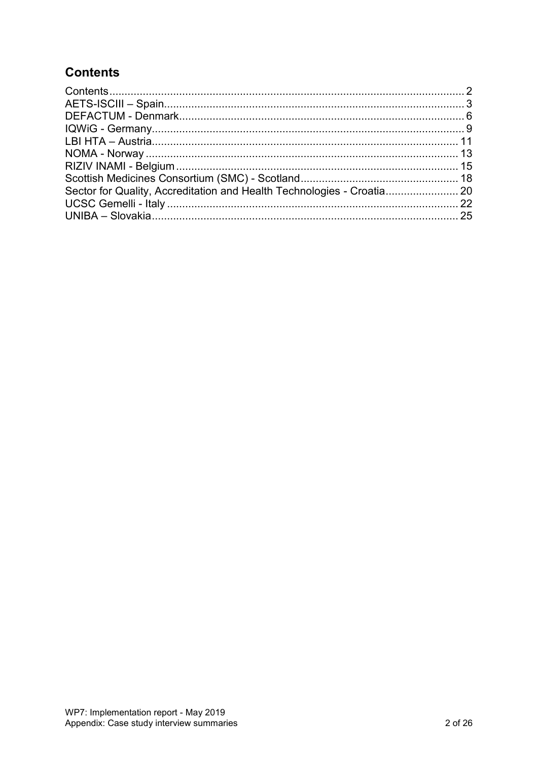## Contents

Contents .... 2
AETS-ISCIII – Spain .... 3
DEFACTUM - Denmark .... 6
IQWiG - Germany .... 9
LBI HTA – Austria .... 11
NOMA - Norway .... 13
RIZIV INAMI - Belgium .... 15
Scottish Medicines Consortium (SMC) - Scotland .... 18
Sector for Quality, Accreditation and Health Technologies - Croatia .... 20
UCSC Gemelli - Italy .... 22
UNIBA – Slovakia .... 25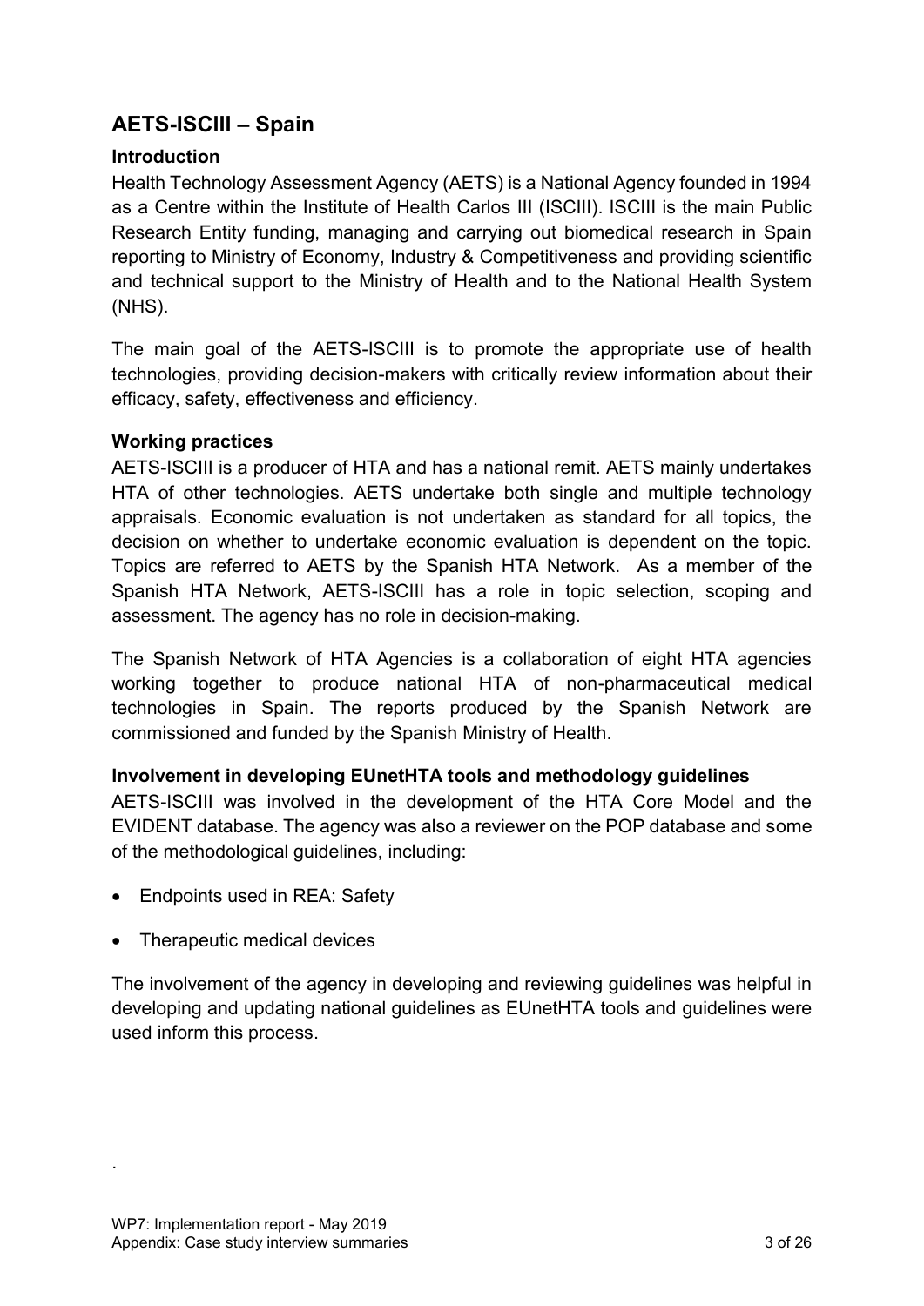## AETS-ISCIII – Spain

### Introduction

Health Technology Assessment Agency (AETS) is a National Agency founded in 1994 as a Centre within the Institute of Health Carlos III (ISCIII). ISCIII is the main Public Research Entity funding, managing and carrying out biomedical research in Spain reporting to Ministry of Economy, Industry & Competitiveness and providing scientific and technical support to the Ministry of Health and to the National Health System (NHS).

The main goal of the AETS-ISCIII is to promote the appropriate use of health technologies, providing decision-makers with critically review information about their efficacy, safety, effectiveness and efficiency.

### Working practices

AETS-ISCIII is a producer of HTA and has a national remit. AETS mainly undertakes HTA of other technologies. AETS undertake both single and multiple technology appraisals. Economic evaluation is not undertaken as standard for all topics, the decision on whether to undertake economic evaluation is dependent on the topic. Topics are referred to AETS by the Spanish HTA Network. As a member of the Spanish HTA Network, AETS-ISCIII has a role in topic selection, scoping and assessment. The agency has no role in decision-making.

The Spanish Network of HTA Agencies is a collaboration of eight HTA agencies working together to produce national HTA of non-pharmaceutical medical technologies in Spain. The reports produced by the Spanish Network are commissioned and funded by the Spanish Ministry of Health.

### Involvement in developing EUnetHTA tools and methodology guidelines

AETS-ISCIII was involved in the development of the HTA Core Model and the EVIDENT database. The agency was also a reviewer on the POP database and some of the methodological guidelines, including:

- Endpoints used in REA: Safety
- Therapeutic medical devices

The involvement of the agency in developing and reviewing guidelines was helpful in developing and updating national guidelines as EUnetHTA tools and guidelines were used inform this process.

.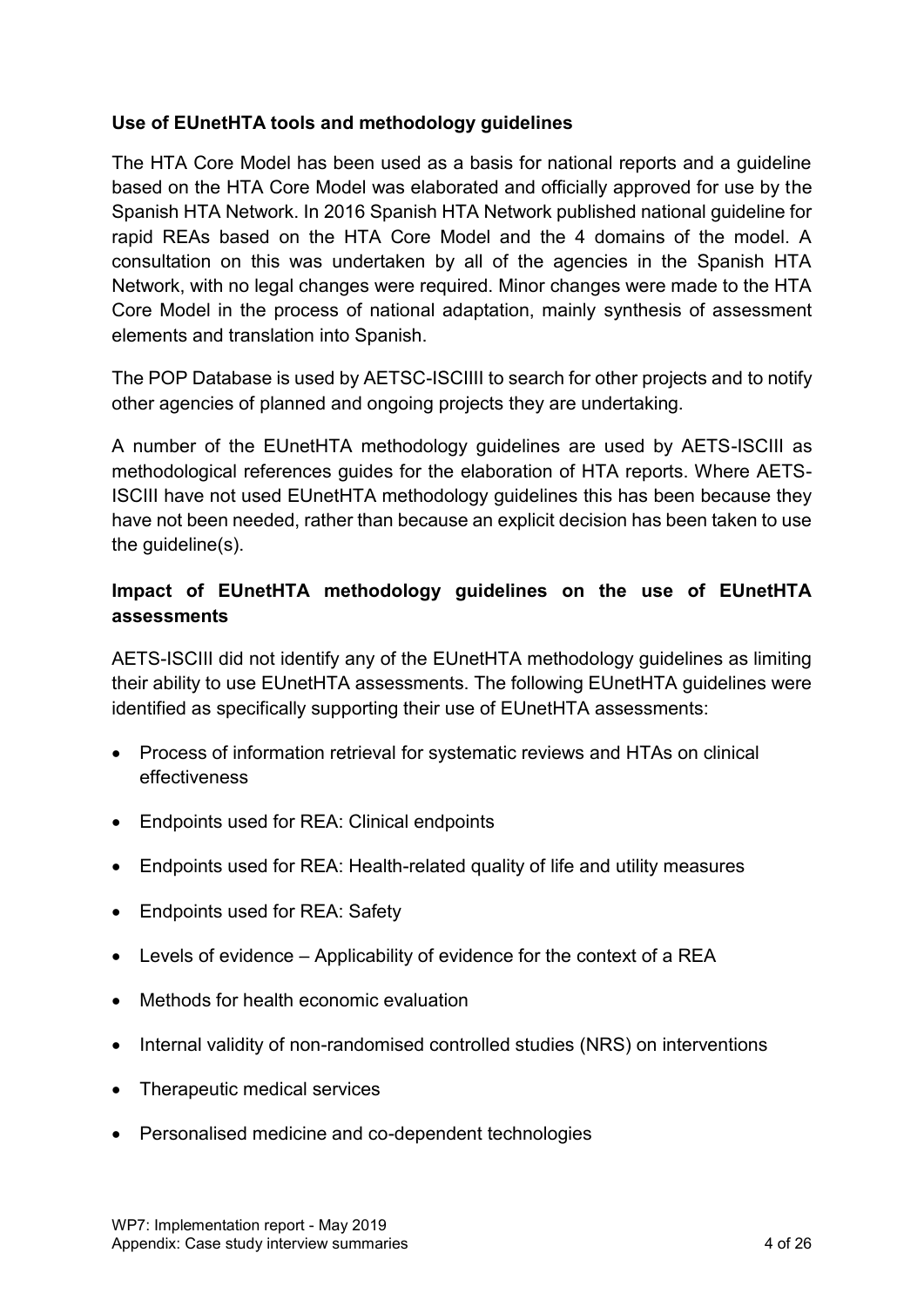**Use of EUnetHTA tools and methodology guidelines**

The HTA Core Model has been used as a basis for national reports and a guideline based on the HTA Core Model was elaborated and officially approved for use by the Spanish HTA Network. In 2016 Spanish HTA Network published national guideline for rapid REAs based on the HTA Core Model and the 4 domains of the model. A consultation on this was undertaken by all of the agencies in the Spanish HTA Network, with no legal changes were required. Minor changes were made to the HTA Core Model in the process of national adaptation, mainly synthesis of assessment elements and translation into Spanish.

The POP Database is used by AETSC-ISCIII to search for other projects and to notify other agencies of planned and ongoing projects they are undertaking.

A number of the EUnetHTA methodology guidelines are used by AETS-ISCIII as methodological references guides for the elaboration of HTA reports. Where AETS-ISCIII have not used EUnetHTA methodology guidelines this has been because they have not been needed, rather than because an explicit decision has been taken to use the guideline(s).

**Impact of EUnetHTA methodology guidelines on the use of EUnetHTA assessments**

AETS-ISCIII did not identify any of the EUnetHTA methodology guidelines as limiting their ability to use EUnetHTA assessments. The following EUnetHTA guidelines were identified as specifically supporting their use of EUnetHTA assessments:

- Process of information retrieval for systematic reviews and HTAs on clinical effectiveness
- Endpoints used for REA: Clinical endpoints
- Endpoints used for REA: Health-related quality of life and utility measures
- Endpoints used for REA: Safety
- Levels of evidence – Applicability of evidence for the context of a REA
- Methods for health economic evaluation
- Internal validity of non-randomised controlled studies (NRS) on interventions
- Therapeutic medical services
- Personalised medicine and co-dependent technologies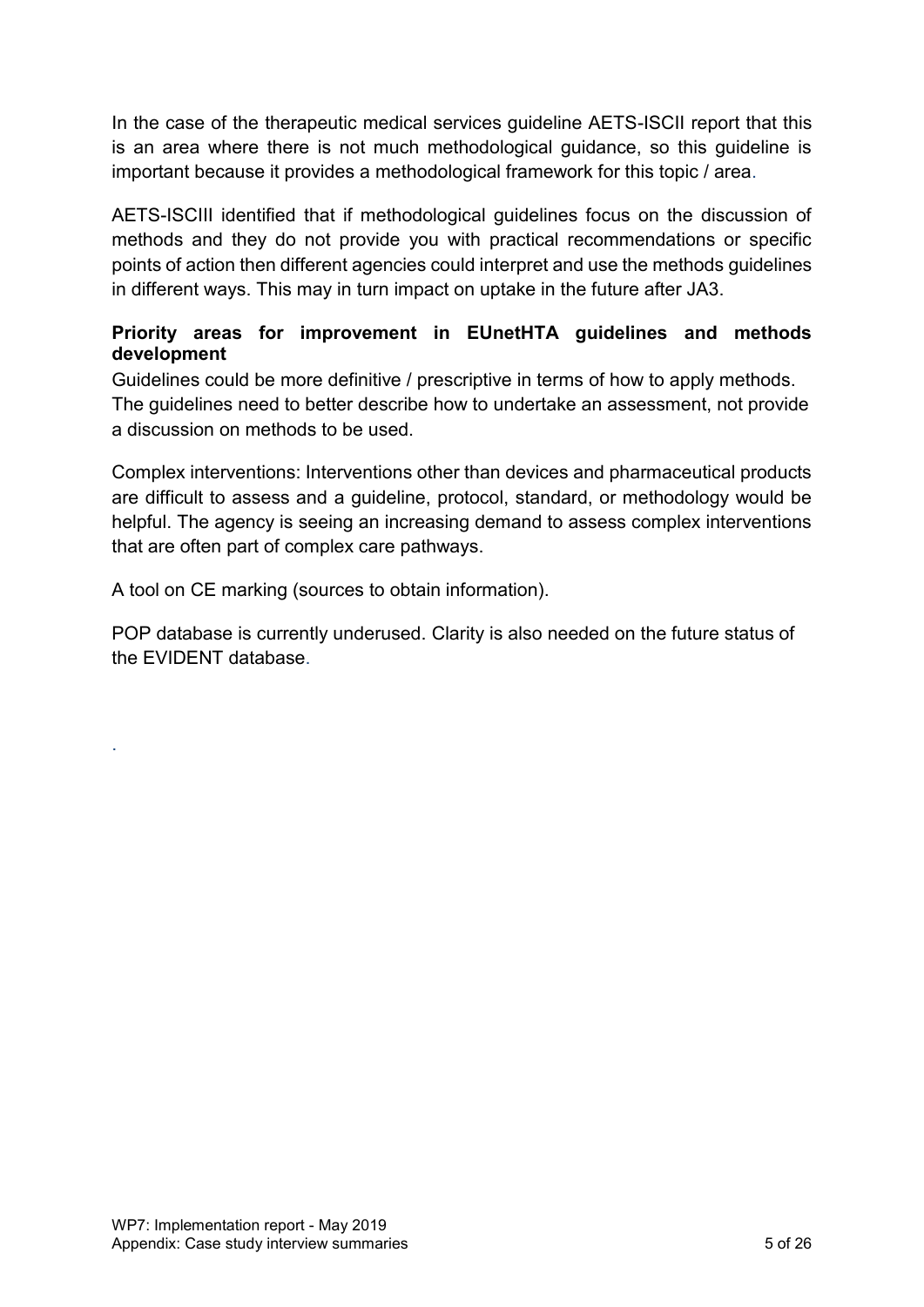In the case of the therapeutic medical services guideline AETS-ISCII report that this is an area where there is not much methodological guidance, so this guideline is important because it provides a methodological framework for this topic / area.

AETS-ISCIII identified that if methodological guidelines focus on the discussion of methods and they do not provide you with practical recommendations or specific points of action then different agencies could interpret and use the methods guidelines in different ways. This may in turn impact on uptake in the future after JA3.

**Priority areas for improvement in EUnetHTA guidelines and methods development**

Guidelines could be more definitive / prescriptive in terms of how to apply methods. The guidelines need to better describe how to undertake an assessment, not provide a discussion on methods to be used.

Complex interventions: Interventions other than devices and pharmaceutical products are difficult to assess and a guideline, protocol, standard, or methodology would be helpful. The agency is seeing an increasing demand to assess complex interventions that are often part of complex care pathways.

A tool on CE marking (sources to obtain information).

POP database is currently underused. Clarity is also needed on the future status of the EVIDENT database.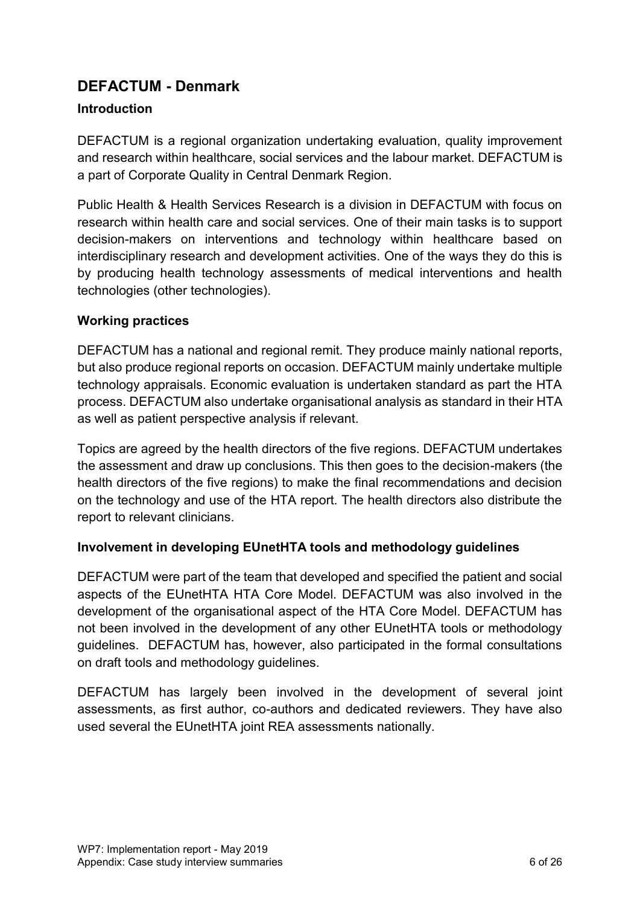## DEFACTUM - Denmark

### Introduction

DEFACTUM is a regional organization undertaking evaluation, quality improvement and research within healthcare, social services and the labour market. DEFACTUM is a part of Corporate Quality in Central Denmark Region.

Public Health & Health Services Research is a division in DEFACTUM with focus on research within health care and social services. One of their main tasks is to support decision-makers on interventions and technology within healthcare based on interdisciplinary research and development activities. One of the ways they do this is by producing health technology assessments of medical interventions and health technologies (other technologies).

### Working practices

DEFACTUM has a national and regional remit. They produce mainly national reports, but also produce regional reports on occasion. DEFACTUM mainly undertake multiple technology appraisals. Economic evaluation is undertaken standard as part the HTA process. DEFACTUM also undertake organisational analysis as standard in their HTA as well as patient perspective analysis if relevant.

Topics are agreed by the health directors of the five regions. DEFACTUM undertakes the assessment and draw up conclusions. This then goes to the decision-makers (the health directors of the five regions) to make the final recommendations and decision on the technology and use of the HTA report. The health directors also distribute the report to relevant clinicians.

### Involvement in developing EUnetHTA tools and methodology guidelines

DEFACTUM were part of the team that developed and specified the patient and social aspects of the EUnetHTA HTA Core Model. DEFACTUM was also involved in the development of the organisational aspect of the HTA Core Model. DEFACTUM has not been involved in the development of any other EUnetHTA tools or methodology guidelines. DEFACTUM has, however, also participated in the formal consultations on draft tools and methodology guidelines.

DEFACTUM has largely been involved in the development of several joint assessments, as first author, co-authors and dedicated reviewers. They have also used several the EUnetHTA joint REA assessments nationally.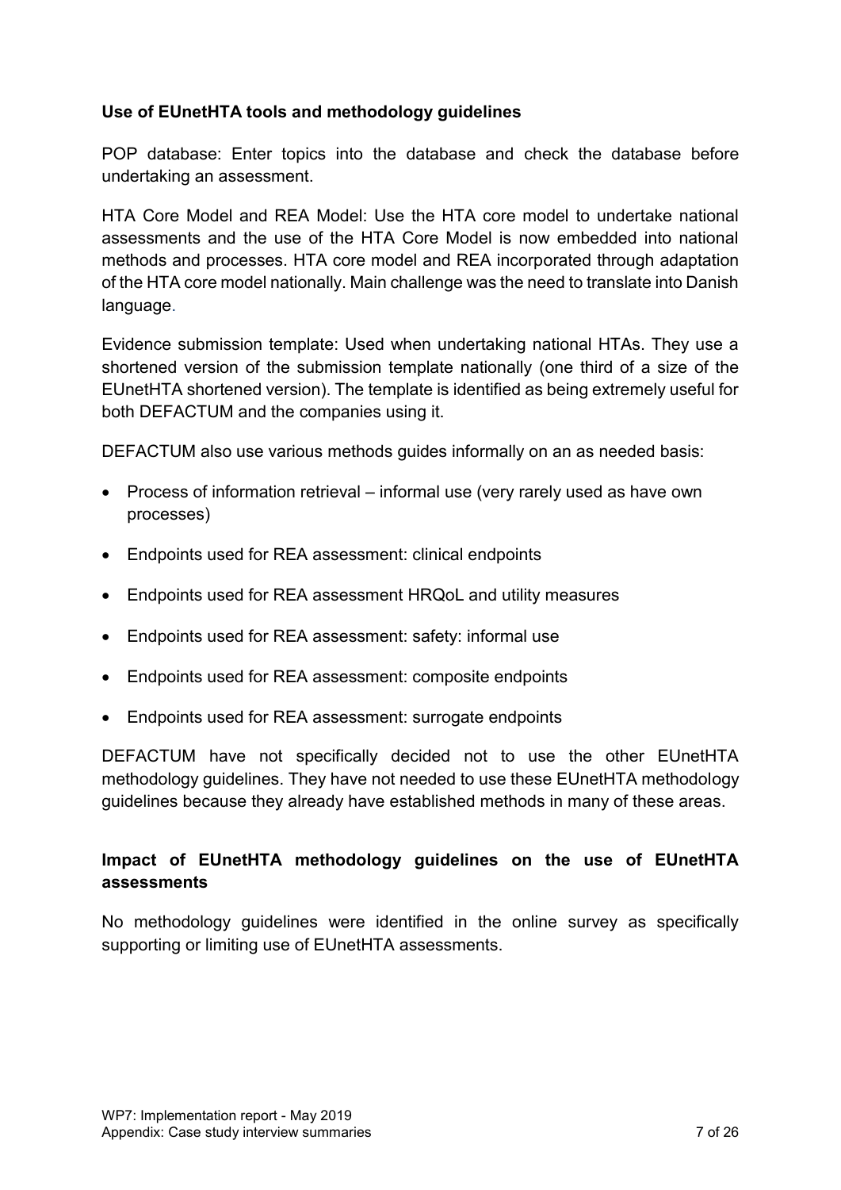### Use of EUnetHTA tools and methodology guidelines

POP database: Enter topics into the database and check the database before undertaking an assessment.

HTA Core Model and REA Model: Use the HTA core model to undertake national assessments and the use of the HTA Core Model is now embedded into national methods and processes. HTA core model and REA incorporated through adaptation of the HTA core model nationally. Main challenge was the need to translate into Danish language.

Evidence submission template: Used when undertaking national HTAs. They use a shortened version of the submission template nationally (one third of a size of the EUnetHTA shortened version). The template is identified as being extremely useful for both DEFACTUM and the companies using it.

DEFACTUM also use various methods guides informally on an as needed basis:

- Process of information retrieval – informal use (very rarely used as have own processes)
- Endpoints used for REA assessment: clinical endpoints
- Endpoints used for REA assessment HRQoL and utility measures
- Endpoints used for REA assessment: safety: informal use
- Endpoints used for REA assessment: composite endpoints
- Endpoints used for REA assessment: surrogate endpoints

DEFACTUM have not specifically decided not to use the other EUnetHTA methodology guidelines. They have not needed to use these EUnetHTA methodology guidelines because they already have established methods in many of these areas.

### Impact of EUnetHTA methodology guidelines on the use of EUnetHTA assessments

No methodology guidelines were identified in the online survey as specifically supporting or limiting use of EUnetHTA assessments.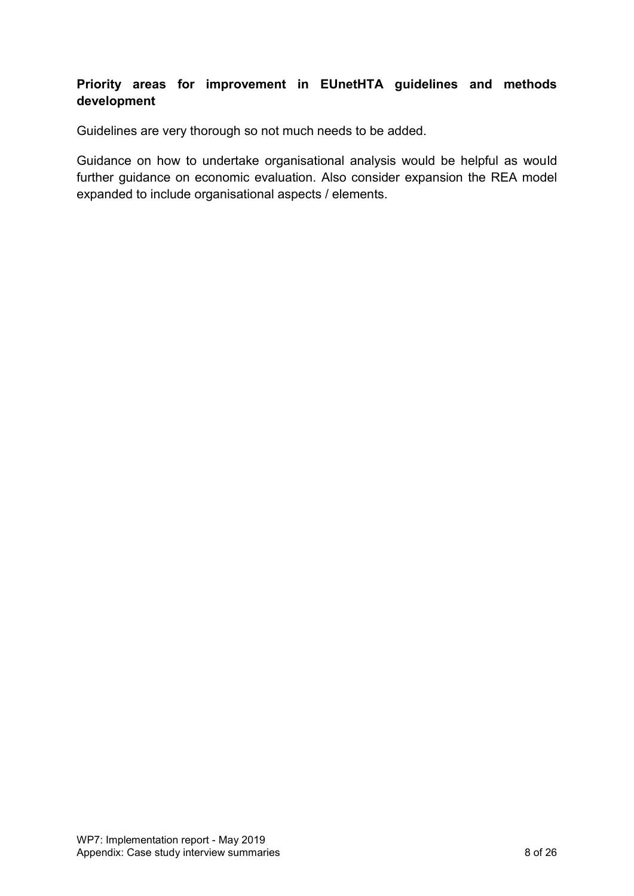**Priority areas for improvement in EUnetHTA guidelines and methods development**

Guidelines are very thorough so not much needs to be added.

Guidance on how to undertake organisational analysis would be helpful as would further guidance on economic evaluation. Also consider expansion the REA model expanded to include organisational aspects / elements.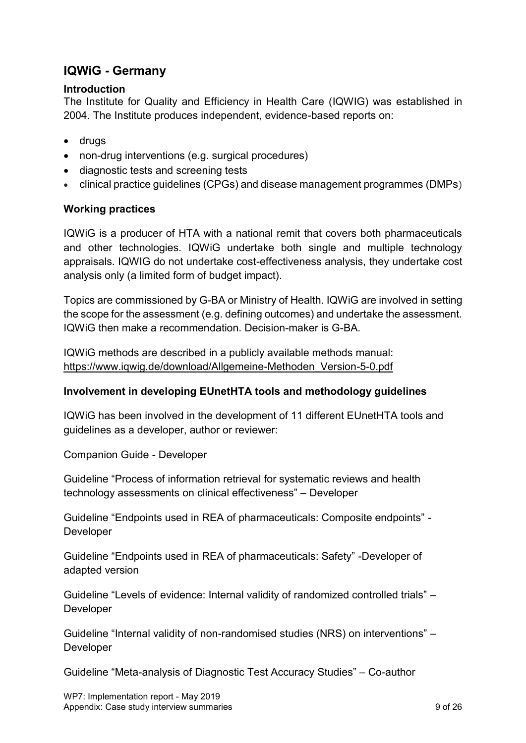## IQWiG - Germany

### Introduction

The Institute for Quality and Efficiency in Health Care (IQWIG) was established in 2004. The Institute produces independent, evidence-based reports on:

- drugs
- non-drug interventions (e.g. surgical procedures)
- diagnostic tests and screening tests
- clinical practice guidelines (CPGs) and disease management programmes (DMPs)

### Working practices

IQWiG is a producer of HTA with a national remit that covers both pharmaceuticals and other technologies. IQWiG undertake both single and multiple technology appraisals. IQWIG do not undertake cost-effectiveness analysis, they undertake cost analysis only (a limited form of budget impact).

Topics are commissioned by G-BA or Ministry of Health. IQWiG are involved in setting the scope for the assessment (e.g. defining outcomes) and undertake the assessment. IQWiG then make a recommendation. Decision-maker is G-BA.

IQWiG methods are described in a publicly available methods manual:
https://www.iqwig.de/download/Allgemeine-Methoden_Version-5-0.pdf

### Involvement in developing EUnetHTA tools and methodology guidelines

IQWiG has been involved in the development of 11 different EUnetHTA tools and guidelines as a developer, author or reviewer:

Companion Guide - Developer

Guideline "Process of information retrieval for systematic reviews and health technology assessments on clinical effectiveness" – Developer

Guideline "Endpoints used in REA of pharmaceuticals: Composite endpoints" - Developer

Guideline "Endpoints used in REA of pharmaceuticals: Safety" -Developer of adapted version

Guideline "Levels of evidence: Internal validity of randomized controlled trials" – Developer

Guideline "Internal validity of non-randomised studies (NRS) on interventions" – Developer

Guideline "Meta-analysis of Diagnostic Test Accuracy Studies" – Co-author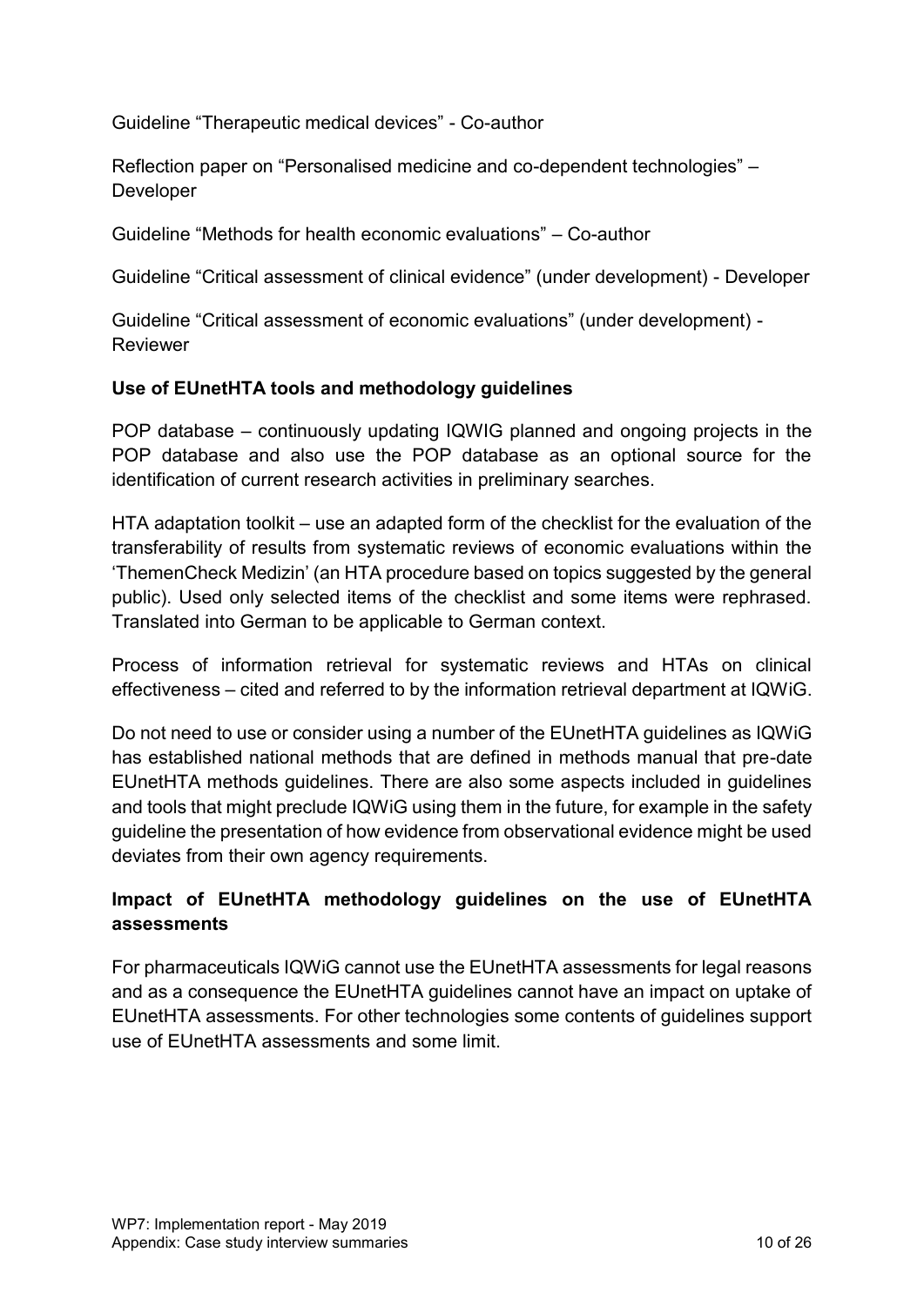Guideline “Therapeutic medical devices” - Co-author

Reflection paper on “Personalised medicine and co-dependent technologies” – Developer

Guideline “Methods for health economic evaluations” – Co-author

Guideline “Critical assessment of clinical evidence” (under development) - Developer

Guideline “Critical assessment of economic evaluations” (under development) - Reviewer

**Use of EUnetHTA tools and methodology guidelines**

POP database – continuously updating IQWIG planned and ongoing projects in the POP database and also use the POP database as an optional source for the identification of current research activities in preliminary searches.

HTA adaptation toolkit – use an adapted form of the checklist for the evaluation of the transferability of results from systematic reviews of economic evaluations within the ‘ThemenCheck Medizin’ (an HTA procedure based on topics suggested by the general public). Used only selected items of the checklist and some items were rephrased. Translated into German to be applicable to German context.

Process of information retrieval for systematic reviews and HTAs on clinical effectiveness – cited and referred to by the information retrieval department at IQWiG.

Do not need to use or consider using a number of the EUnetHTA guidelines as IQWiG has established national methods that are defined in methods manual that pre-date EUnetHTA methods guidelines. There are also some aspects included in guidelines and tools that might preclude IQWiG using them in the future, for example in the safety guideline the presentation of how evidence from observational evidence might be used deviates from their own agency requirements.

**Impact of EUnetHTA methodology guidelines on the use of EUnetHTA assessments**

For pharmaceuticals IQWiG cannot use the EUnetHTA assessments for legal reasons and as a consequence the EUnetHTA guidelines cannot have an impact on uptake of EUnetHTA assessments. For other technologies some contents of guidelines support use of EUnetHTA assessments and some limit.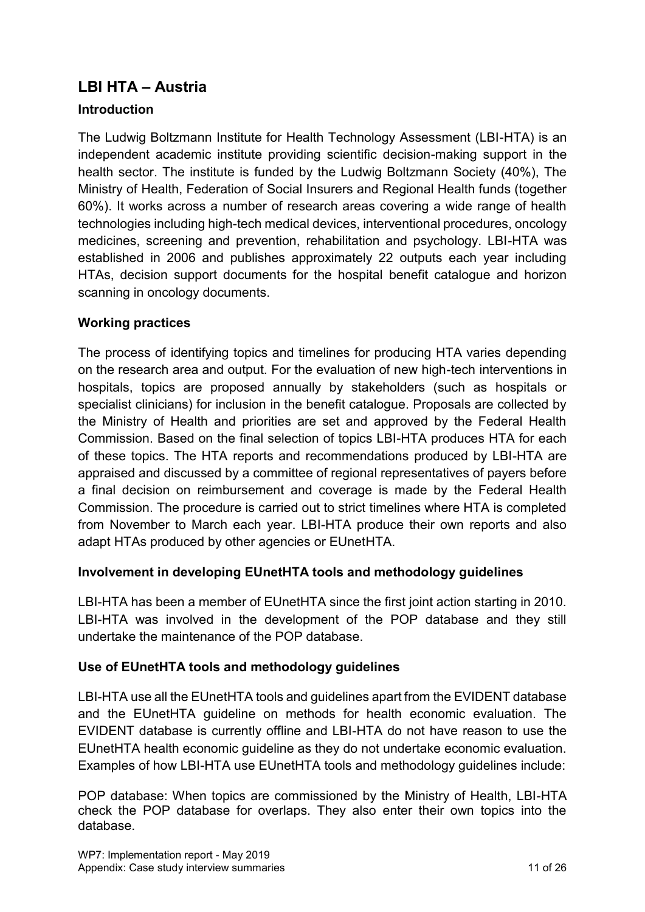## LBI HTA – Austria

### Introduction

The Ludwig Boltzmann Institute for Health Technology Assessment (LBI-HTA) is an independent academic institute providing scientific decision-making support in the health sector. The institute is funded by the Ludwig Boltzmann Society (40%), The Ministry of Health, Federation of Social Insurers and Regional Health funds (together 60%). It works across a number of research areas covering a wide range of health technologies including high-tech medical devices, interventional procedures, oncology medicines, screening and prevention, rehabilitation and psychology. LBI-HTA was established in 2006 and publishes approximately 22 outputs each year including HTAs, decision support documents for the hospital benefit catalogue and horizon scanning in oncology documents.

### Working practices

The process of identifying topics and timelines for producing HTA varies depending on the research area and output. For the evaluation of new high-tech interventions in hospitals, topics are proposed annually by stakeholders (such as hospitals or specialist clinicians) for inclusion in the benefit catalogue. Proposals are collected by the Ministry of Health and priorities are set and approved by the Federal Health Commission. Based on the final selection of topics LBI-HTA produces HTA for each of these topics. The HTA reports and recommendations produced by LBI-HTA are appraised and discussed by a committee of regional representatives of payers before a final decision on reimbursement and coverage is made by the Federal Health Commission. The procedure is carried out to strict timelines where HTA is completed from November to March each year. LBI-HTA produce their own reports and also adapt HTAs produced by other agencies or EUnetHTA.

### Involvement in developing EUnetHTA tools and methodology guidelines

LBI-HTA has been a member of EUnetHTA since the first joint action starting in 2010. LBI-HTA was involved in the development of the POP database and they still undertake the maintenance of the POP database.

### Use of EUnetHTA tools and methodology guidelines

LBI-HTA use all the EUnetHTA tools and guidelines apart from the EVIDENT database and the EUnetHTA guideline on methods for health economic evaluation. The EVIDENT database is currently offline and LBI-HTA do not have reason to use the EUnetHTA health economic guideline as they do not undertake economic evaluation. Examples of how LBI-HTA use EUnetHTA tools and methodology guidelines include:

POP database: When topics are commissioned by the Ministry of Health, LBI-HTA check the POP database for overlaps. They also enter their own topics into the database.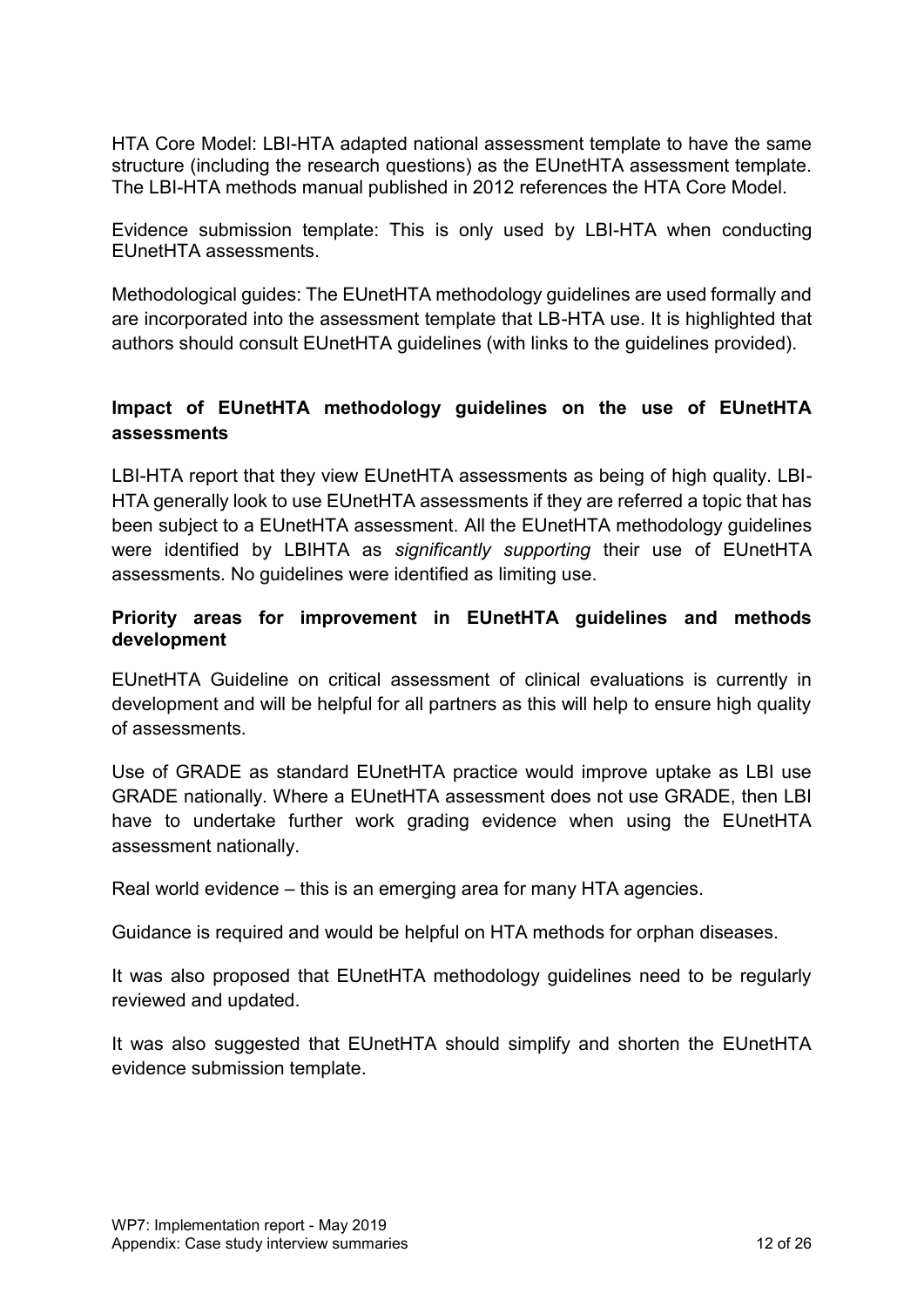HTA Core Model: LBI-HTA adapted national assessment template to have the same structure (including the research questions) as the EUnetHTA assessment template. The LBI-HTA methods manual published in 2012 references the HTA Core Model.

Evidence submission template: This is only used by LBI-HTA when conducting EUnetHTA assessments.

Methodological guides: The EUnetHTA methodology guidelines are used formally and are incorporated into the assessment template that LB-HTA use. It is highlighted that authors should consult EUnetHTA guidelines (with links to the guidelines provided).

### Impact of EUnetHTA methodology guidelines on the use of EUnetHTA assessments

LBI-HTA report that they view EUnetHTA assessments as being of high quality. LBI-HTA generally look to use EUnetHTA assessments if they are referred a topic that has been subject to a EUnetHTA assessment. All the EUnetHTA methodology guidelines were identified by LBIHTA as *significantly supporting* their use of EUnetHTA assessments. No guidelines were identified as limiting use.

### Priority areas for improvement in EUnetHTA guidelines and methods development

EUnetHTA Guideline on critical assessment of clinical evaluations is currently in development and will be helpful for all partners as this will help to ensure high quality of assessments.

Use of GRADE as standard EUnetHTA practice would improve uptake as LBI use GRADE nationally. Where a EUnetHTA assessment does not use GRADE, then LBI have to undertake further work grading evidence when using the EUnetHTA assessment nationally.

Real world evidence – this is an emerging area for many HTA agencies.

Guidance is required and would be helpful on HTA methods for orphan diseases.

It was also proposed that EUnetHTA methodology guidelines need to be regularly reviewed and updated.

It was also suggested that EUnetHTA should simplify and shorten the EUnetHTA evidence submission template.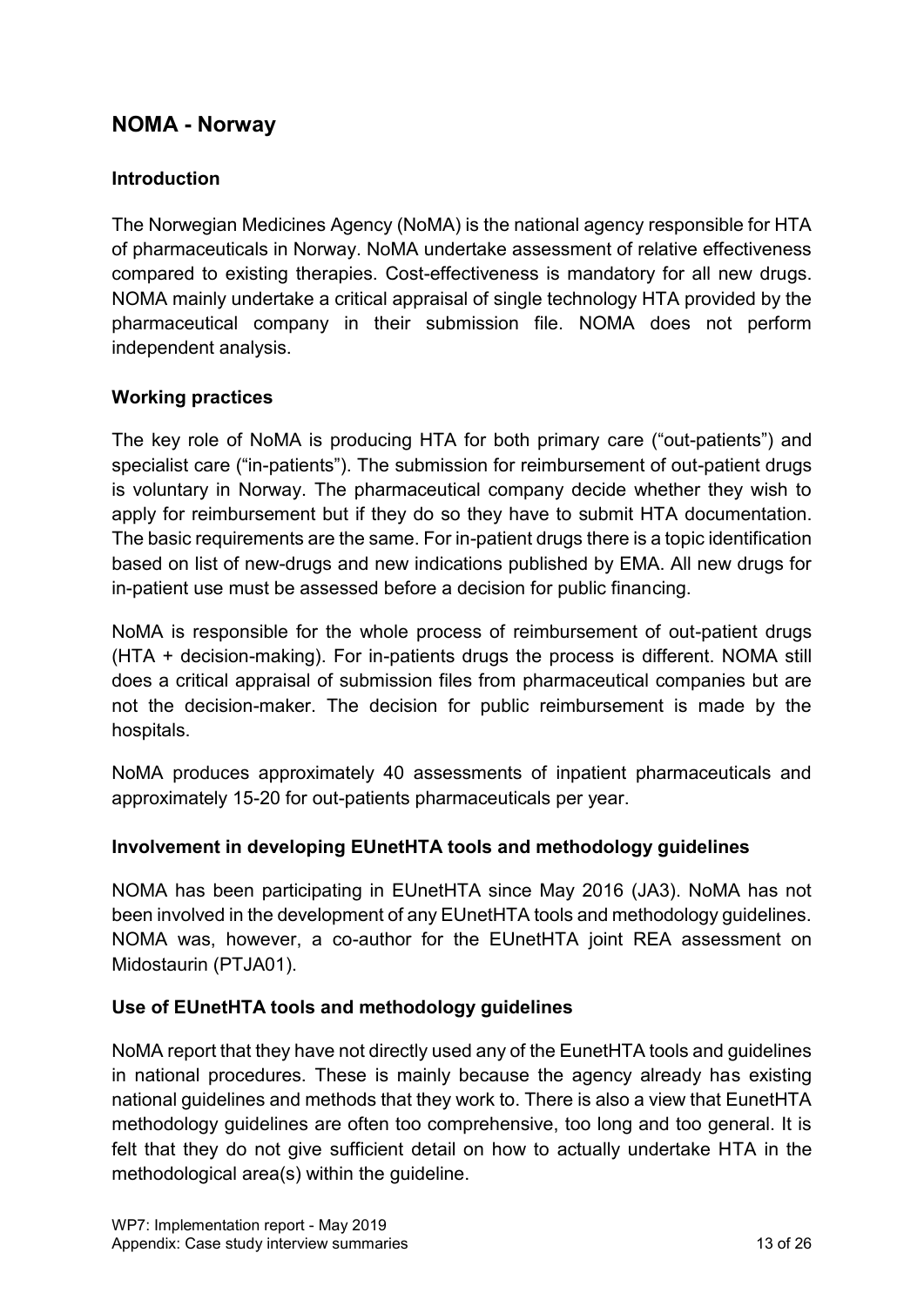## NOMA - Norway

### Introduction

The Norwegian Medicines Agency (NoMA) is the national agency responsible for HTA of pharmaceuticals in Norway. NoMA undertake assessment of relative effectiveness compared to existing therapies. Cost-effectiveness is mandatory for all new drugs. NOMA mainly undertake a critical appraisal of single technology HTA provided by the pharmaceutical company in their submission file. NOMA does not perform independent analysis.

### Working practices

The key role of NoMA is producing HTA for both primary care ("out-patients") and specialist care ("in-patients"). The submission for reimbursement of out-patient drugs is voluntary in Norway. The pharmaceutical company decide whether they wish to apply for reimbursement but if they do so they have to submit HTA documentation. The basic requirements are the same. For in-patient drugs there is a topic identification based on list of new-drugs and new indications published by EMA. All new drugs for in-patient use must be assessed before a decision for public financing.

NoMA is responsible for the whole process of reimbursement of out-patient drugs (HTA + decision-making). For in-patients drugs the process is different. NOMA still does a critical appraisal of submission files from pharmaceutical companies but are not the decision-maker. The decision for public reimbursement is made by the hospitals.

NoMA produces approximately 40 assessments of inpatient pharmaceuticals and approximately 15-20 for out-patients pharmaceuticals per year.

### Involvement in developing EUnetHTA tools and methodology guidelines

NOMA has been participating in EUnetHTA since May 2016 (JA3). NoMA has not been involved in the development of any EUnetHTA tools and methodology guidelines. NOMA was, however, a co-author for the EUnetHTA joint REA assessment on Midostaurin (PTJA01).

### Use of EUnetHTA tools and methodology guidelines

NoMA report that they have not directly used any of the EunetHTA tools and guidelines in national procedures. These is mainly because the agency already has existing national guidelines and methods that they work to. There is also a view that EunetHTA methodology guidelines are often too comprehensive, too long and too general. It is felt that they do not give sufficient detail on how to actually undertake HTA in the methodological area(s) within the guideline.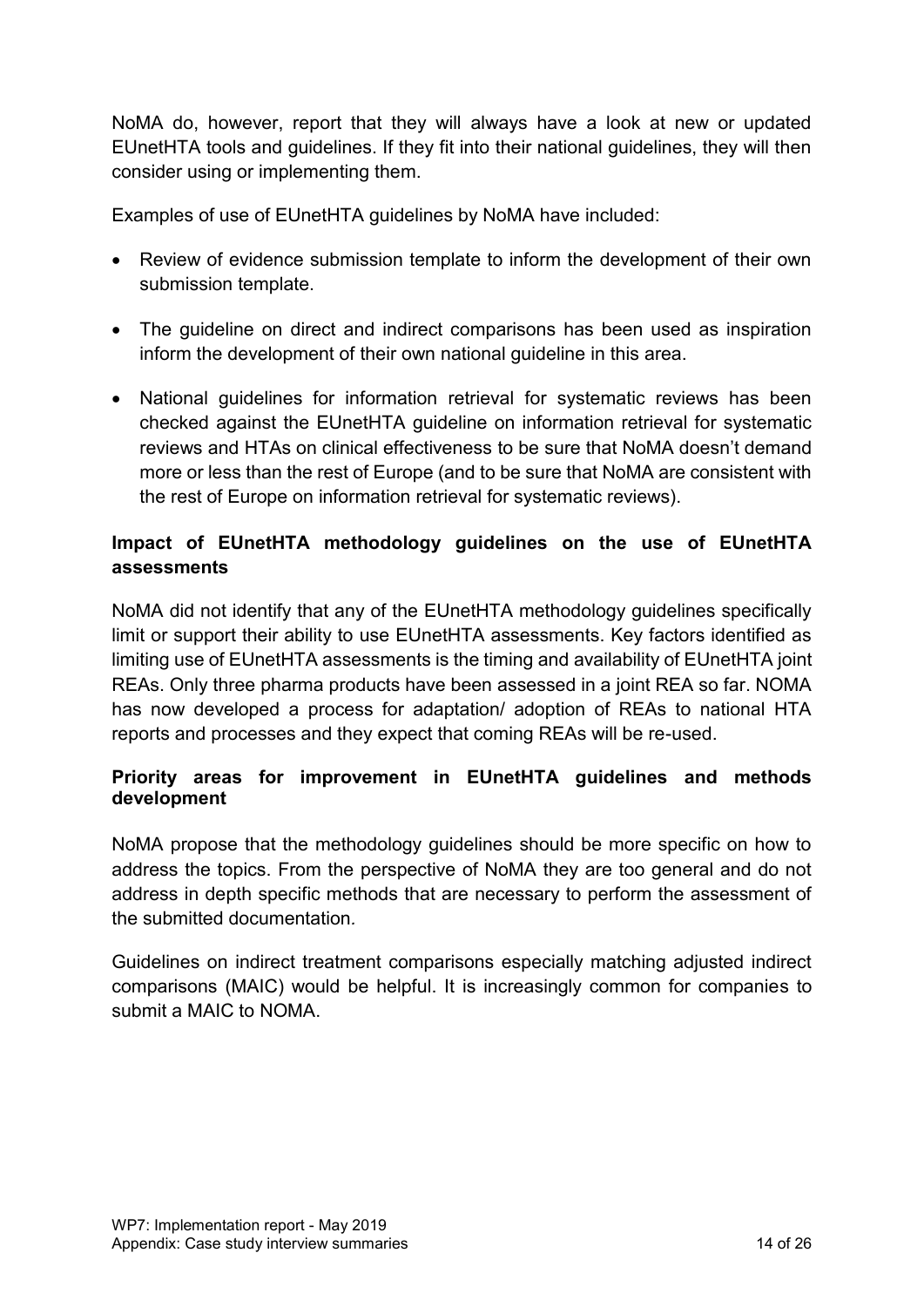NoMA do, however, report that they will always have a look at new or updated EUnetHTA tools and guidelines. If they fit into their national guidelines, they will then consider using or implementing them.

Examples of use of EUnetHTA guidelines by NoMA have included:

- Review of evidence submission template to inform the development of their own submission template.
- The guideline on direct and indirect comparisons has been used as inspiration inform the development of their own national guideline in this area.
- National guidelines for information retrieval for systematic reviews has been checked against the EUnetHTA guideline on information retrieval for systematic reviews and HTAs on clinical effectiveness to be sure that NoMA doesn't demand more or less than the rest of Europe (and to be sure that NoMA are consistent with the rest of Europe on information retrieval for systematic reviews).

**Impact of EUnetHTA methodology guidelines on the use of EUnetHTA assessments**

NoMA did not identify that any of the EUnetHTA methodology guidelines specifically limit or support their ability to use EUnetHTA assessments. Key factors identified as limiting use of EUnetHTA assessments is the timing and availability of EUnetHTA joint REAs. Only three pharma products have been assessed in a joint REA so far. NOMA has now developed a process for adaptation/ adoption of REAs to national HTA reports and processes and they expect that coming REAs will be re-used.

**Priority areas for improvement in EUnetHTA guidelines and methods development**

NoMA propose that the methodology guidelines should be more specific on how to address the topics. From the perspective of NoMA they are too general and do not address in depth specific methods that are necessary to perform the assessment of the submitted documentation.

Guidelines on indirect treatment comparisons especially matching adjusted indirect comparisons (MAIC) would be helpful. It is increasingly common for companies to submit a MAIC to NOMA.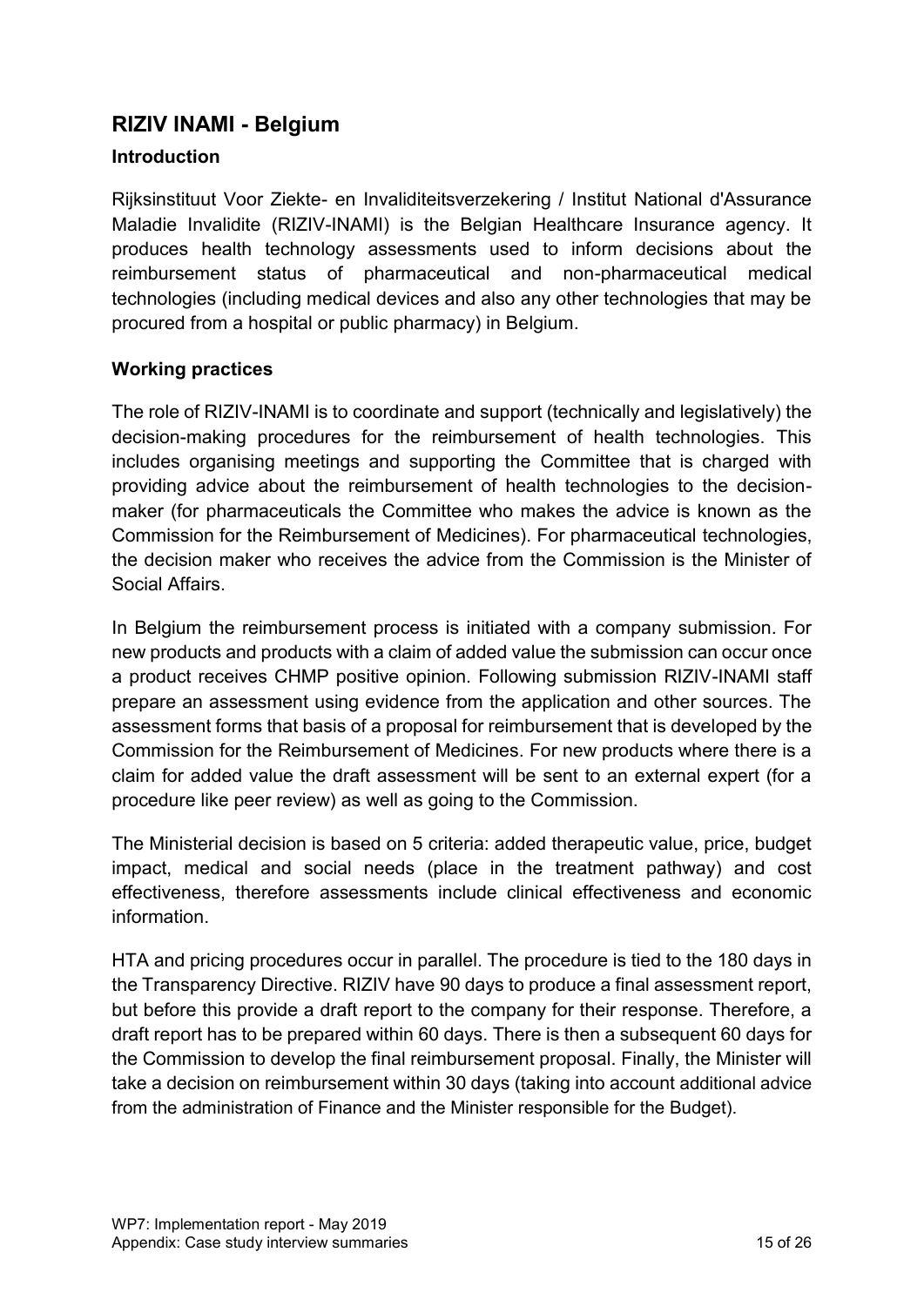## RIZIV INAMI - Belgium

### Introduction

Rijksinstituut Voor Ziekte- en Invaliditeitsverzekering / Institut National d'Assurance Maladie Invalidite (RIZIV-INAMI) is the Belgian Healthcare Insurance agency. It produces health technology assessments used to inform decisions about the reimbursement status of pharmaceutical and non-pharmaceutical medical technologies (including medical devices and also any other technologies that may be procured from a hospital or public pharmacy) in Belgium.

### Working practices

The role of RIZIV-INAMI is to coordinate and support (technically and legislatively) the decision-making procedures for the reimbursement of health technologies. This includes organising meetings and supporting the Committee that is charged with providing advice about the reimbursement of health technologies to the decision-maker (for pharmaceuticals the Committee who makes the advice is known as the Commission for the Reimbursement of Medicines). For pharmaceutical technologies, the decision maker who receives the advice from the Commission is the Minister of Social Affairs.

In Belgium the reimbursement process is initiated with a company submission. For new products and products with a claim of added value the submission can occur once a product receives CHMP positive opinion. Following submission RIZIV-INAMI staff prepare an assessment using evidence from the application and other sources. The assessment forms that basis of a proposal for reimbursement that is developed by the Commission for the Reimbursement of Medicines. For new products where there is a claim for added value the draft assessment will be sent to an external expert (for a procedure like peer review) as well as going to the Commission.

The Ministerial decision is based on 5 criteria: added therapeutic value, price, budget impact, medical and social needs (place in the treatment pathway) and cost effectiveness, therefore assessments include clinical effectiveness and economic information.

HTA and pricing procedures occur in parallel. The procedure is tied to the 180 days in the Transparency Directive. RIZIV have 90 days to produce a final assessment report, but before this provide a draft report to the company for their response. Therefore, a draft report has to be prepared within 60 days. There is then a subsequent 60 days for the Commission to develop the final reimbursement proposal. Finally, the Minister will take a decision on reimbursement within 30 days (taking into account additional advice from the administration of Finance and the Minister responsible for the Budget).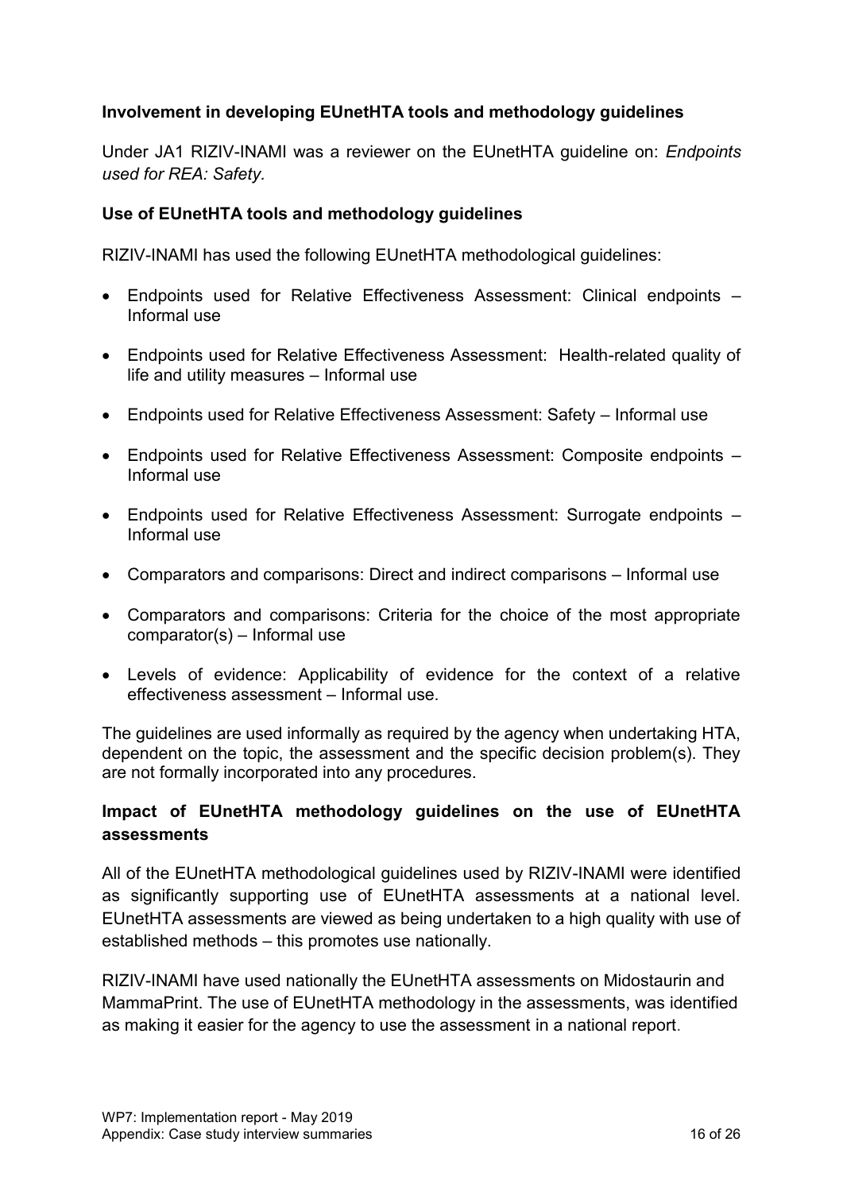### Involvement in developing EUnetHTA tools and methodology guidelines

Under JA1 RIZIV-INAMI was a reviewer on the EUnetHTA guideline on: *Endpoints used for REA: Safety.*

### Use of EUnetHTA tools and methodology guidelines

RIZIV-INAMI has used the following EUnetHTA methodological guidelines:

- Endpoints used for Relative Effectiveness Assessment: Clinical endpoints – Informal use
- Endpoints used for Relative Effectiveness Assessment: Health-related quality of life and utility measures – Informal use
- Endpoints used for Relative Effectiveness Assessment: Safety – Informal use
- Endpoints used for Relative Effectiveness Assessment: Composite endpoints – Informal use
- Endpoints used for Relative Effectiveness Assessment: Surrogate endpoints – Informal use
- Comparators and comparisons: Direct and indirect comparisons – Informal use
- Comparators and comparisons: Criteria for the choice of the most appropriate comparator(s) – Informal use
- Levels of evidence: Applicability of evidence for the context of a relative effectiveness assessment – Informal use.

The guidelines are used informally as required by the agency when undertaking HTA, dependent on the topic, the assessment and the specific decision problem(s). They are not formally incorporated into any procedures.

### Impact of EUnetHTA methodology guidelines on the use of EUnetHTA assessments

All of the EUnetHTA methodological guidelines used by RIZIV-INAMI were identified as significantly supporting use of EUnetHTA assessments at a national level. EUnetHTA assessments are viewed as being undertaken to a high quality with use of established methods – this promotes use nationally.

RIZIV-INAMI have used nationally the EUnetHTA assessments on Midostaurin and MammaPrint. The use of EUnetHTA methodology in the assessments, was identified as making it easier for the agency to use the assessment in a national report.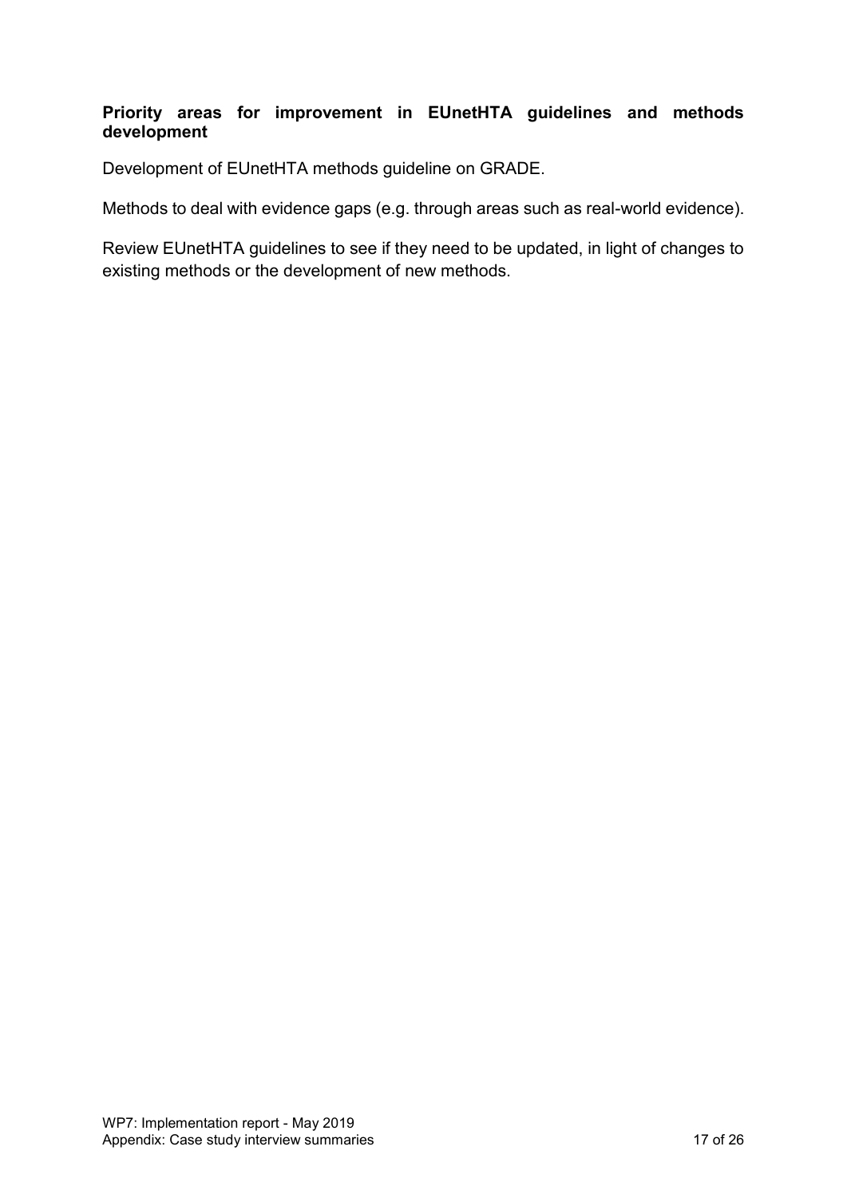**Priority areas for improvement in EUnetHTA guidelines and methods development**

Development of EUnetHTA methods guideline on GRADE.

Methods to deal with evidence gaps (e.g. through areas such as real-world evidence).

Review EUnetHTA guidelines to see if they need to be updated, in light of changes to existing methods or the development of new methods.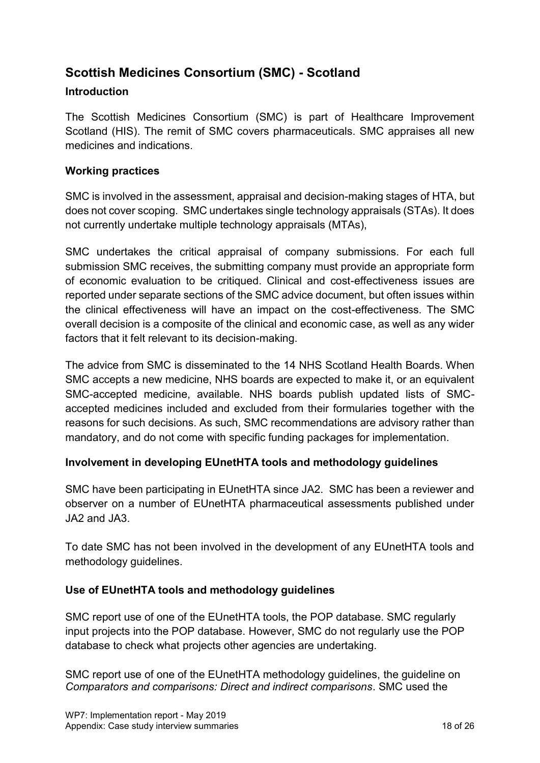## Scottish Medicines Consortium (SMC) - Scotland

### Introduction

The Scottish Medicines Consortium (SMC) is part of Healthcare Improvement Scotland (HIS). The remit of SMC covers pharmaceuticals. SMC appraises all new medicines and indications.

### Working practices

SMC is involved in the assessment, appraisal and decision-making stages of HTA, but does not cover scoping. SMC undertakes single technology appraisals (STAs). It does not currently undertake multiple technology appraisals (MTAs),

SMC undertakes the critical appraisal of company submissions. For each full submission SMC receives, the submitting company must provide an appropriate form of economic evaluation to be critiqued. Clinical and cost-effectiveness issues are reported under separate sections of the SMC advice document, but often issues within the clinical effectiveness will have an impact on the cost-effectiveness. The SMC overall decision is a composite of the clinical and economic case, as well as any wider factors that it felt relevant to its decision-making.

The advice from SMC is disseminated to the 14 NHS Scotland Health Boards. When SMC accepts a new medicine, NHS boards are expected to make it, or an equivalent SMC-accepted medicine, available. NHS boards publish updated lists of SMC-accepted medicines included and excluded from their formularies together with the reasons for such decisions. As such, SMC recommendations are advisory rather than mandatory, and do not come with specific funding packages for implementation.

### Involvement in developing EUnetHTA tools and methodology guidelines

SMC have been participating in EUnetHTA since JA2. SMC has been a reviewer and observer on a number of EUnetHTA pharmaceutical assessments published under JA2 and JA3.

To date SMC has not been involved in the development of any EUnetHTA tools and methodology guidelines.

### Use of EUnetHTA tools and methodology guidelines

SMC report use of one of the EUnetHTA tools, the POP database. SMC regularly input projects into the POP database. However, SMC do not regularly use the POP database to check what projects other agencies are undertaking.

SMC report use of one of the EUnetHTA methodology guidelines, the guideline on *Comparators and comparisons: Direct and indirect comparisons*. SMC used the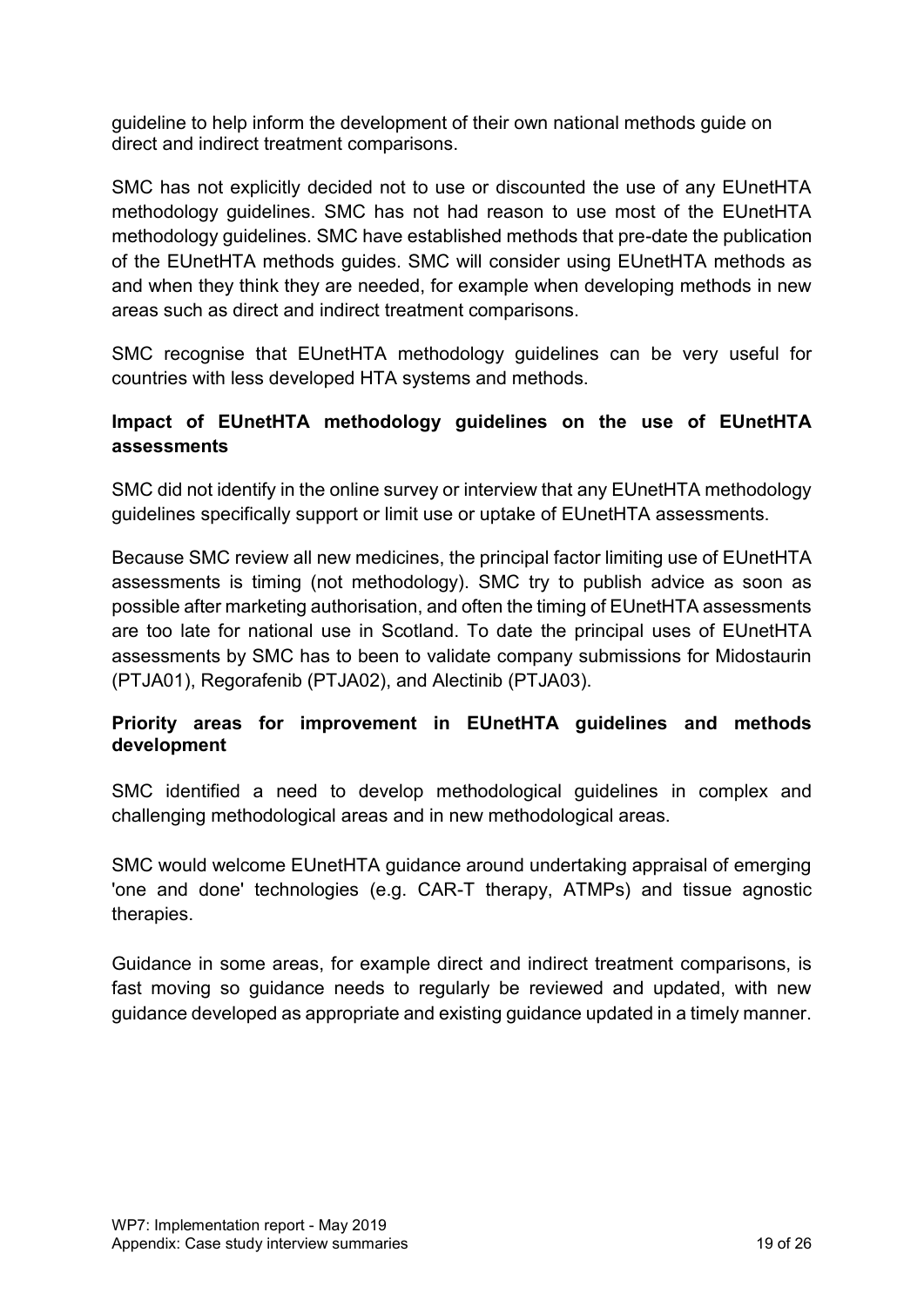guideline to help inform the development of their own national methods guide on direct and indirect treatment comparisons.

SMC has not explicitly decided not to use or discounted the use of any EUnetHTA methodology guidelines. SMC has not had reason to use most of the EUnetHTA methodology guidelines. SMC have established methods that pre-date the publication of the EUnetHTA methods guides. SMC will consider using EUnetHTA methods as and when they think they are needed, for example when developing methods in new areas such as direct and indirect treatment comparisons.

SMC recognise that EUnetHTA methodology guidelines can be very useful for countries with less developed HTA systems and methods.

**Impact of EUnetHTA methodology guidelines on the use of EUnetHTA assessments**

SMC did not identify in the online survey or interview that any EUnetHTA methodology guidelines specifically support or limit use or uptake of EUnetHTA assessments.

Because SMC review all new medicines, the principal factor limiting use of EUnetHTA assessments is timing (not methodology). SMC try to publish advice as soon as possible after marketing authorisation, and often the timing of EUnetHTA assessments are too late for national use in Scotland. To date the principal uses of EUnetHTA assessments by SMC has to been to validate company submissions for Midostaurin (PTJA01), Regorafenib (PTJA02), and Alectinib (PTJA03).

**Priority areas for improvement in EUnetHTA guidelines and methods development**

SMC identified a need to develop methodological guidelines in complex and challenging methodological areas and in new methodological areas.

SMC would welcome EUnetHTA guidance around undertaking appraisal of emerging 'one and done' technologies (e.g. CAR-T therapy, ATMPs) and tissue agnostic therapies.

Guidance in some areas, for example direct and indirect treatment comparisons, is fast moving so guidance needs to regularly be reviewed and updated, with new guidance developed as appropriate and existing guidance updated in a timely manner.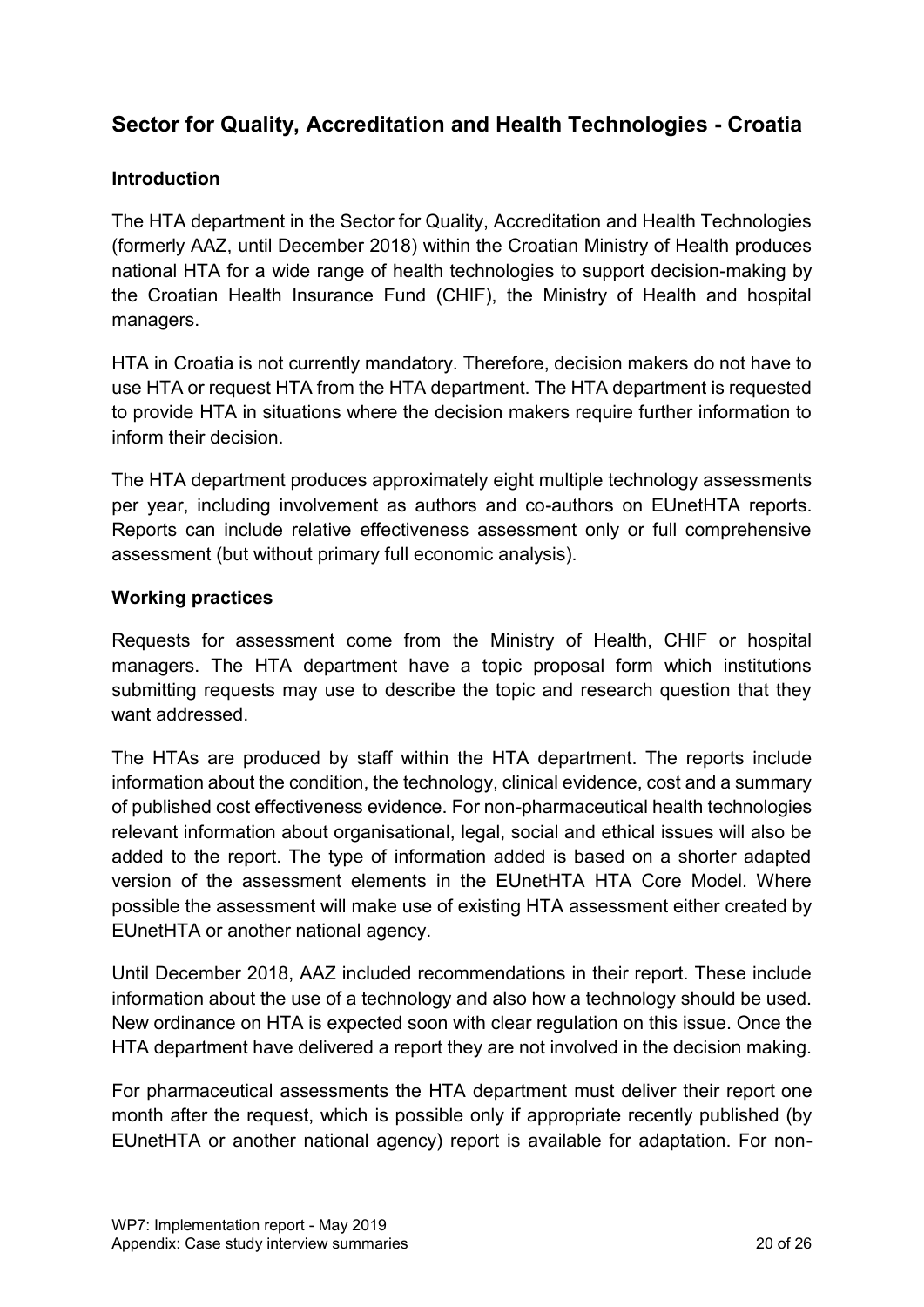## Sector for Quality, Accreditation and Health Technologies - Croatia

### Introduction

The HTA department in the Sector for Quality, Accreditation and Health Technologies (formerly AAZ, until December 2018) within the Croatian Ministry of Health produces national HTA for a wide range of health technologies to support decision-making by the Croatian Health Insurance Fund (CHIF), the Ministry of Health and hospital managers.

HTA in Croatia is not currently mandatory. Therefore, decision makers do not have to use HTA or request HTA from the HTA department. The HTA department is requested to provide HTA in situations where the decision makers require further information to inform their decision.

The HTA department produces approximately eight multiple technology assessments per year, including involvement as authors and co-authors on EUnetHTA reports. Reports can include relative effectiveness assessment only or full comprehensive assessment (but without primary full economic analysis).

### Working practices

Requests for assessment come from the Ministry of Health, CHIF or hospital managers. The HTA department have a topic proposal form which institutions submitting requests may use to describe the topic and research question that they want addressed.

The HTAs are produced by staff within the HTA department. The reports include information about the condition, the technology, clinical evidence, cost and a summary of published cost effectiveness evidence. For non-pharmaceutical health technologies relevant information about organisational, legal, social and ethical issues will also be added to the report. The type of information added is based on a shorter adapted version of the assessment elements in the EUnetHTA HTA Core Model. Where possible the assessment will make use of existing HTA assessment either created by EUnetHTA or another national agency.

Until December 2018, AAZ included recommendations in their report. These include information about the use of a technology and also how a technology should be used. New ordinance on HTA is expected soon with clear regulation on this issue. Once the HTA department have delivered a report they are not involved in the decision making.

For pharmaceutical assessments the HTA department must deliver their report one month after the request, which is possible only if appropriate recently published (by EUnetHTA or another national agency) report is available for adaptation. For non-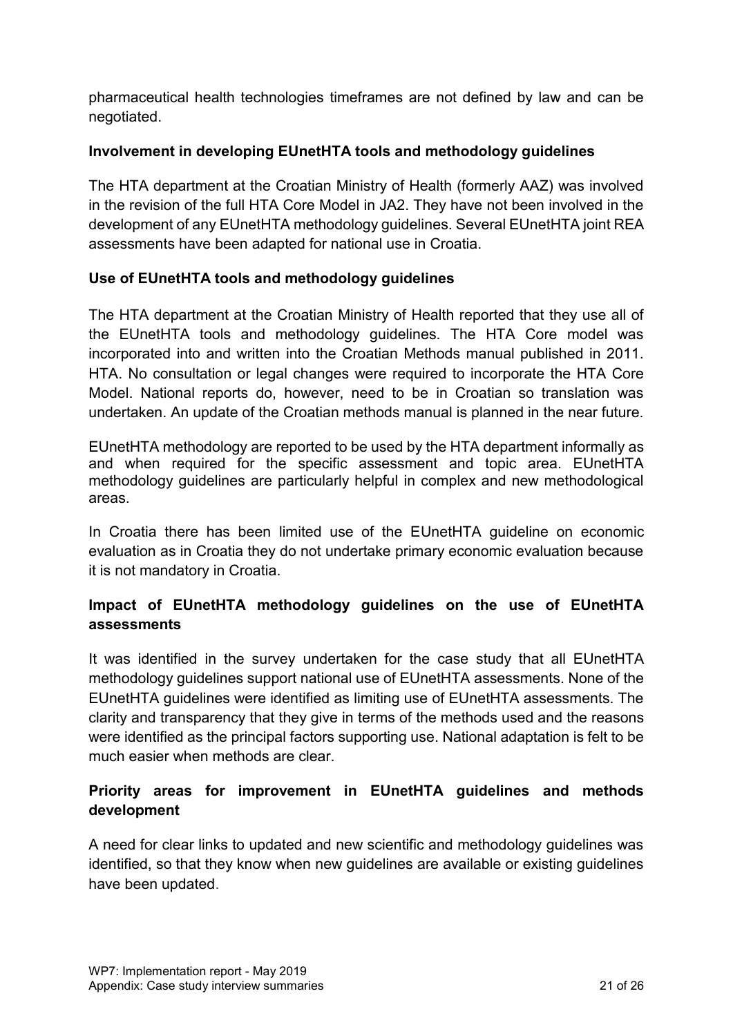pharmaceutical health technologies timeframes are not defined by law and can be negotiated.

### Involvement in developing EUnetHTA tools and methodology guidelines

The HTA department at the Croatian Ministry of Health (formerly AAZ) was involved in the revision of the full HTA Core Model in JA2. They have not been involved in the development of any EUnetHTA methodology guidelines. Several EUnetHTA joint REA assessments have been adapted for national use in Croatia.

### Use of EUnetHTA tools and methodology guidelines

The HTA department at the Croatian Ministry of Health reported that they use all of the EUnetHTA tools and methodology guidelines. The HTA Core model was incorporated into and written into the Croatian Methods manual published in 2011. HTA. No consultation or legal changes were required to incorporate the HTA Core Model. National reports do, however, need to be in Croatian so translation was undertaken. An update of the Croatian methods manual is planned in the near future.

EUnetHTA methodology are reported to be used by the HTA department informally as and when required for the specific assessment and topic area. EUnetHTA methodology guidelines are particularly helpful in complex and new methodological areas.

In Croatia there has been limited use of the EUnetHTA guideline on economic evaluation as in Croatia they do not undertake primary economic evaluation because it is not mandatory in Croatia.

### Impact of EUnetHTA methodology guidelines on the use of EUnetHTA assessments

It was identified in the survey undertaken for the case study that all EUnetHTA methodology guidelines support national use of EUnetHTA assessments. None of the EUnetHTA guidelines were identified as limiting use of EUnetHTA assessments. The clarity and transparency that they give in terms of the methods used and the reasons were identified as the principal factors supporting use. National adaptation is felt to be much easier when methods are clear.

### Priority areas for improvement in EUnetHTA guidelines and methods development

A need for clear links to updated and new scientific and methodology guidelines was identified, so that they know when new guidelines are available or existing guidelines have been updated.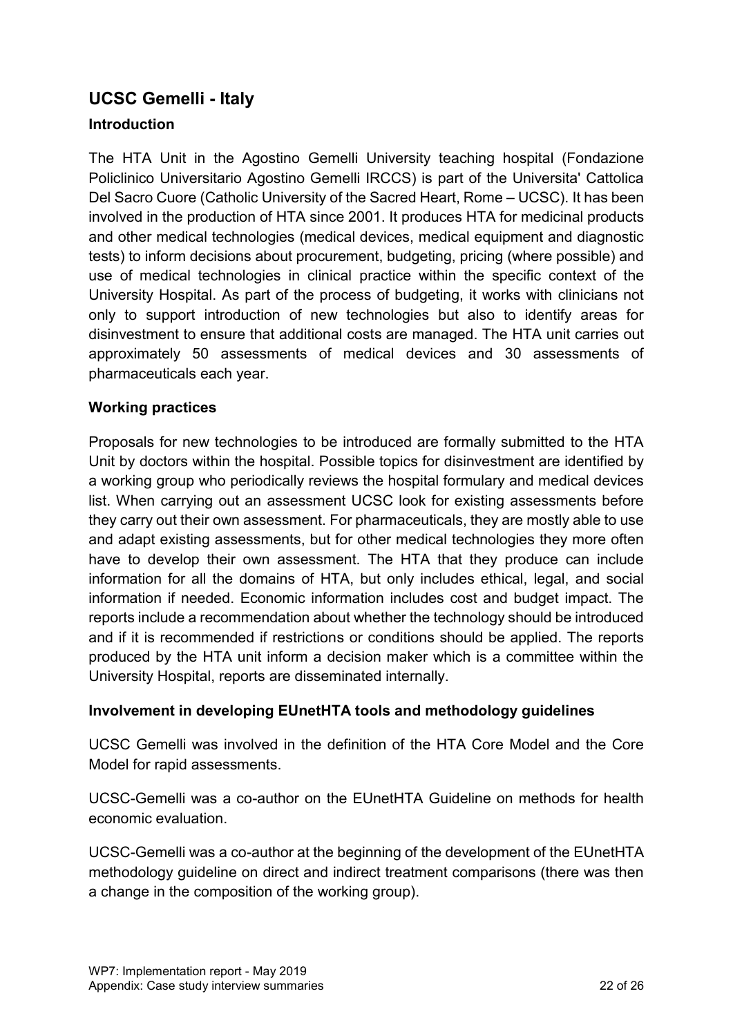## UCSC Gemelli - Italy

### Introduction

The HTA Unit in the Agostino Gemelli University teaching hospital (Fondazione Policlinico Universitario Agostino Gemelli IRCCS) is part of the Universita' Cattolica Del Sacro Cuore (Catholic University of the Sacred Heart, Rome – UCSC). It has been involved in the production of HTA since 2001. It produces HTA for medicinal products and other medical technologies (medical devices, medical equipment and diagnostic tests) to inform decisions about procurement, budgeting, pricing (where possible) and use of medical technologies in clinical practice within the specific context of the University Hospital. As part of the process of budgeting, it works with clinicians not only to support introduction of new technologies but also to identify areas for disinvestment to ensure that additional costs are managed. The HTA unit carries out approximately 50 assessments of medical devices and 30 assessments of pharmaceuticals each year.

### Working practices

Proposals for new technologies to be introduced are formally submitted to the HTA Unit by doctors within the hospital. Possible topics for disinvestment are identified by a working group who periodically reviews the hospital formulary and medical devices list. When carrying out an assessment UCSC look for existing assessments before they carry out their own assessment. For pharmaceuticals, they are mostly able to use and adapt existing assessments, but for other medical technologies they more often have to develop their own assessment. The HTA that they produce can include information for all the domains of HTA, but only includes ethical, legal, and social information if needed. Economic information includes cost and budget impact. The reports include a recommendation about whether the technology should be introduced and if it is recommended if restrictions or conditions should be applied. The reports produced by the HTA unit inform a decision maker which is a committee within the University Hospital, reports are disseminated internally.

### Involvement in developing EUnetHTA tools and methodology guidelines

UCSC Gemelli was involved in the definition of the HTA Core Model and the Core Model for rapid assessments.

UCSC-Gemelli was a co-author on the EUnetHTA Guideline on methods for health economic evaluation.

UCSC-Gemelli was a co-author at the beginning of the development of the EUnetHTA methodology guideline on direct and indirect treatment comparisons (there was then a change in the composition of the working group).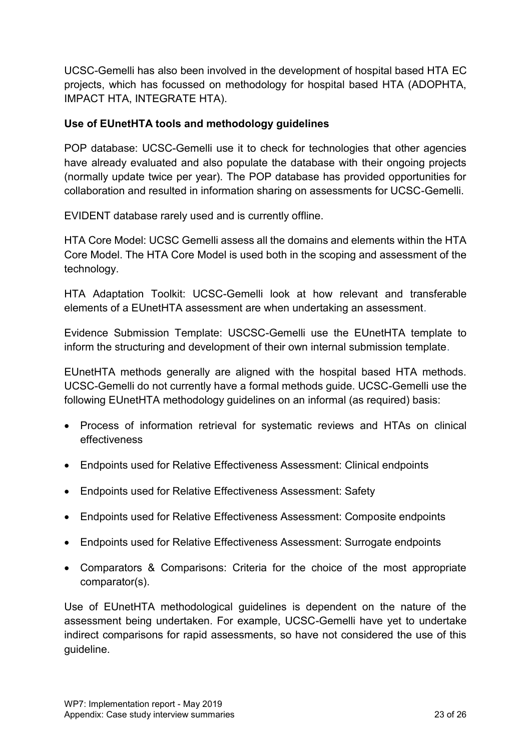UCSC-Gemelli has also been involved in the development of hospital based HTA EC projects, which has focussed on methodology for hospital based HTA (ADOPHTA, IMPACT HTA, INTEGRATE HTA).

**Use of EUnetHTA tools and methodology guidelines**

POP database: UCSC-Gemelli use it to check for technologies that other agencies have already evaluated and also populate the database with their ongoing projects (normally update twice per year). The POP database has provided opportunities for collaboration and resulted in information sharing on assessments for UCSC-Gemelli.

EVIDENT database rarely used and is currently offline.

HTA Core Model: UCSC Gemelli assess all the domains and elements within the HTA Core Model. The HTA Core Model is used both in the scoping and assessment of the technology.

HTA Adaptation Toolkit: UCSC-Gemelli look at how relevant and transferable elements of a EUnetHTA assessment are when undertaking an assessment.

Evidence Submission Template: USCSC-Gemelli use the EUnetHTA template to inform the structuring and development of their own internal submission template.

EUnetHTA methods generally are aligned with the hospital based HTA methods. UCSC-Gemelli do not currently have a formal methods guide. UCSC-Gemelli use the following EUnetHTA methodology guidelines on an informal (as required) basis:

- Process of information retrieval for systematic reviews and HTAs on clinical effectiveness
- Endpoints used for Relative Effectiveness Assessment: Clinical endpoints
- Endpoints used for Relative Effectiveness Assessment: Safety
- Endpoints used for Relative Effectiveness Assessment: Composite endpoints
- Endpoints used for Relative Effectiveness Assessment: Surrogate endpoints
- Comparators & Comparisons: Criteria for the choice of the most appropriate comparator(s).

Use of EUnetHTA methodological guidelines is dependent on the nature of the assessment being undertaken. For example, UCSC-Gemelli have yet to undertake indirect comparisons for rapid assessments, so have not considered the use of this guideline.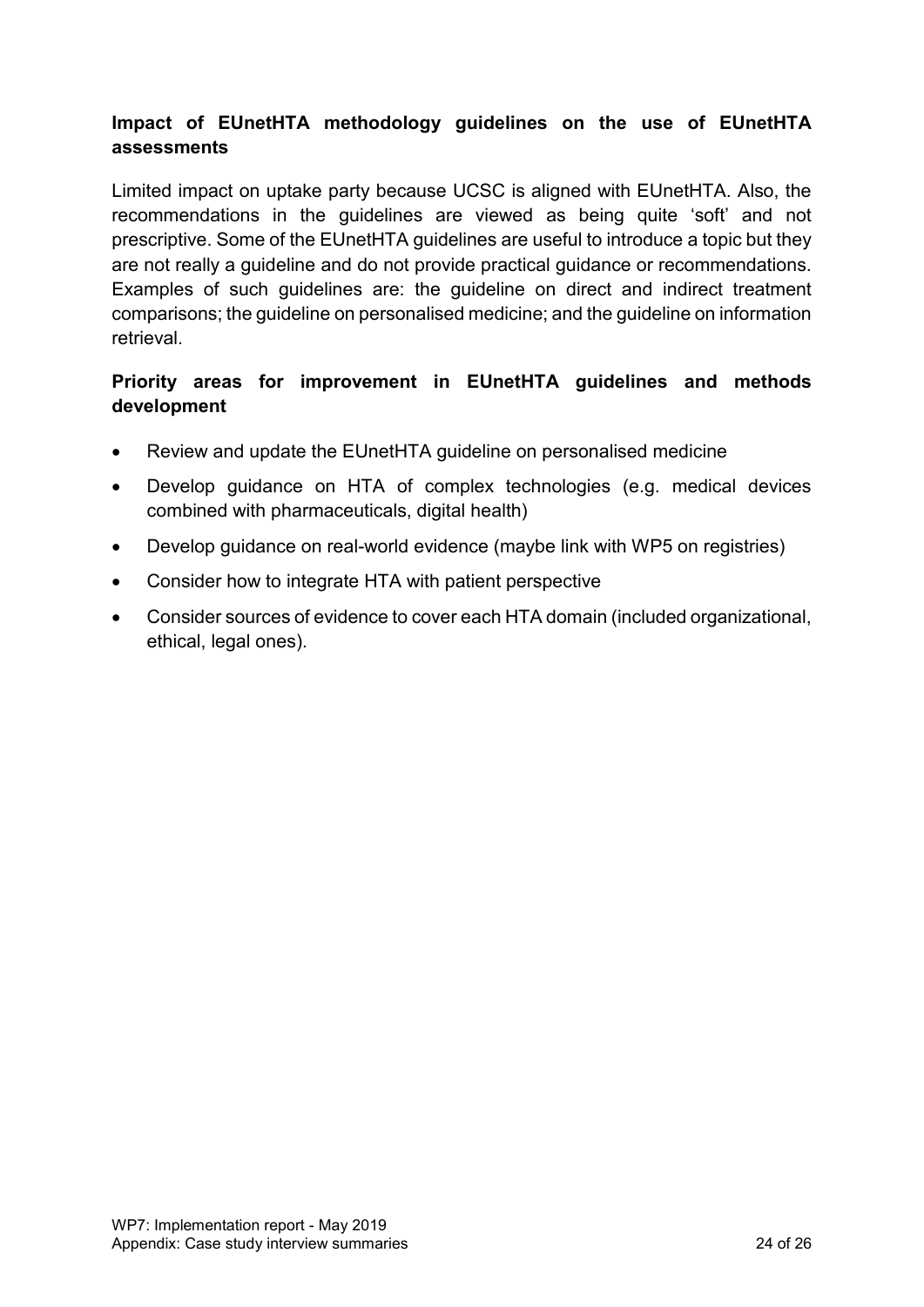**Impact of EUnetHTA methodology guidelines on the use of EUnetHTA assessments**

Limited impact on uptake party because UCSC is aligned with EUnetHTA. Also, the recommendations in the guidelines are viewed as being quite 'soft' and not prescriptive. Some of the EUnetHTA guidelines are useful to introduce a topic but they are not really a guideline and do not provide practical guidance or recommendations. Examples of such guidelines are: the guideline on direct and indirect treatment comparisons; the guideline on personalised medicine; and the guideline on information retrieval.

**Priority areas for improvement in EUnetHTA guidelines and methods development**

- Review and update the EUnetHTA guideline on personalised medicine
- Develop guidance on HTA of complex technologies (e.g. medical devices combined with pharmaceuticals, digital health)
- Develop guidance on real-world evidence (maybe link with WP5 on registries)
- Consider how to integrate HTA with patient perspective
- Consider sources of evidence to cover each HTA domain (included organizational, ethical, legal ones).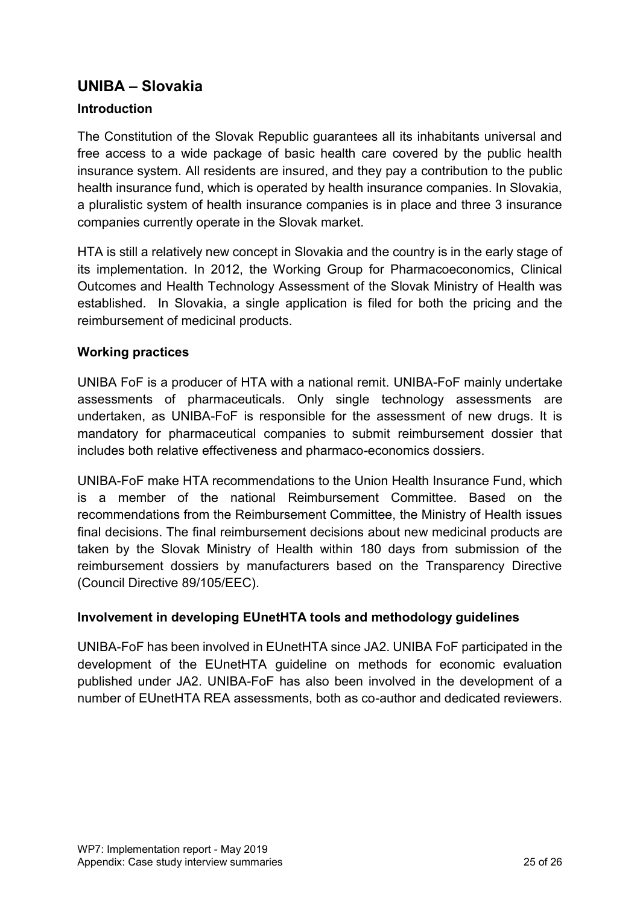## UNIBA – Slovakia

### Introduction

The Constitution of the Slovak Republic guarantees all its inhabitants universal and free access to a wide package of basic health care covered by the public health insurance system. All residents are insured, and they pay a contribution to the public health insurance fund, which is operated by health insurance companies. In Slovakia, a pluralistic system of health insurance companies is in place and three 3 insurance companies currently operate in the Slovak market.

HTA is still a relatively new concept in Slovakia and the country is in the early stage of its implementation. In 2012, the Working Group for Pharmacoeconomics, Clinical Outcomes and Health Technology Assessment of the Slovak Ministry of Health was established. In Slovakia, a single application is filed for both the pricing and the reimbursement of medicinal products.

### Working practices

UNIBA FoF is a producer of HTA with a national remit. UNIBA-FoF mainly undertake assessments of pharmaceuticals. Only single technology assessments are undertaken, as UNIBA-FoF is responsible for the assessment of new drugs. It is mandatory for pharmaceutical companies to submit reimbursement dossier that includes both relative effectiveness and pharmaco-economics dossiers.

UNIBA-FoF make HTA recommendations to the Union Health Insurance Fund, which is a member of the national Reimbursement Committee. Based on the recommendations from the Reimbursement Committee, the Ministry of Health issues final decisions. The final reimbursement decisions about new medicinal products are taken by the Slovak Ministry of Health within 180 days from submission of the reimbursement dossiers by manufacturers based on the Transparency Directive (Council Directive 89/105/EEC).

### Involvement in developing EUnetHTA tools and methodology guidelines

UNIBA-FoF has been involved in EUnetHTA since JA2. UNIBA FoF participated in the development of the EUnetHTA guideline on methods for economic evaluation published under JA2. UNIBA-FoF has also been involved in the development of a number of EUnetHTA REA assessments, both as co-author and dedicated reviewers.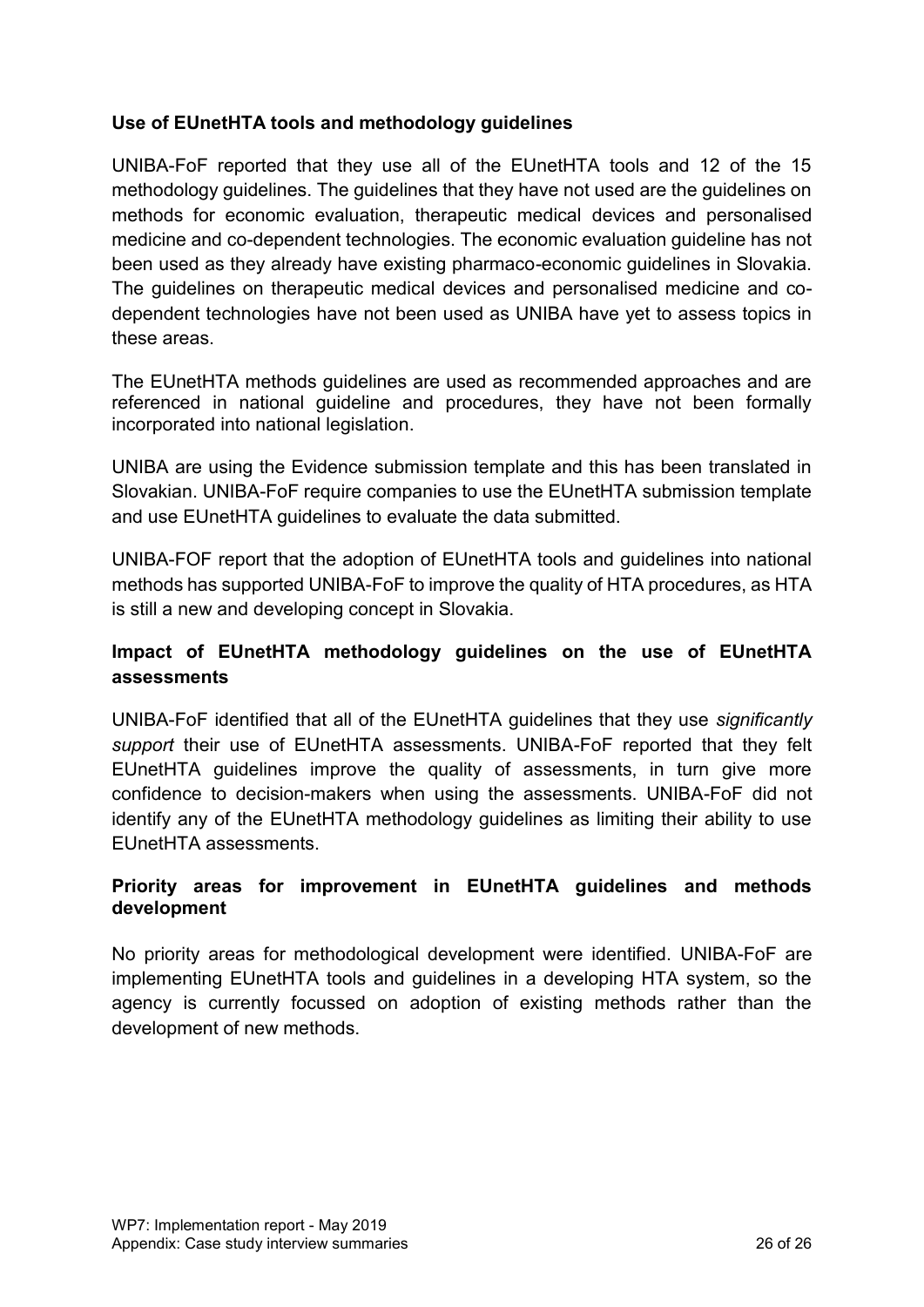### Use of EUnetHTA tools and methodology guidelines

UNIBA-FoF reported that they use all of the EUnetHTA tools and 12 of the 15 methodology guidelines. The guidelines that they have not used are the guidelines on methods for economic evaluation, therapeutic medical devices and personalised medicine and co-dependent technologies. The economic evaluation guideline has not been used as they already have existing pharmaco-economic guidelines in Slovakia. The guidelines on therapeutic medical devices and personalised medicine and co-dependent technologies have not been used as UNIBA have yet to assess topics in these areas.

The EUnetHTA methods guidelines are used as recommended approaches and are referenced in national guideline and procedures, they have not been formally incorporated into national legislation.

UNIBA are using the Evidence submission template and this has been translated in Slovakian. UNIBA-FoF require companies to use the EUnetHTA submission template and use EUnetHTA guidelines to evaluate the data submitted.

UNIBA-FOF report that the adoption of EUnetHTA tools and guidelines into national methods has supported UNIBA-FoF to improve the quality of HTA procedures, as HTA is still a new and developing concept in Slovakia.

### Impact of EUnetHTA methodology guidelines on the use of EUnetHTA assessments

UNIBA-FoF identified that all of the EUnetHTA guidelines that they use *significantly support* their use of EUnetHTA assessments. UNIBA-FoF reported that they felt EUnetHTA guidelines improve the quality of assessments, in turn give more confidence to decision-makers when using the assessments. UNIBA-FoF did not identify any of the EUnetHTA methodology guidelines as limiting their ability to use EUnetHTA assessments.

### Priority areas for improvement in EUnetHTA guidelines and methods development

No priority areas for methodological development were identified. UNIBA-FoF are implementing EUnetHTA tools and guidelines in a developing HTA system, so the agency is currently focussed on adoption of existing methods rather than the development of new methods.